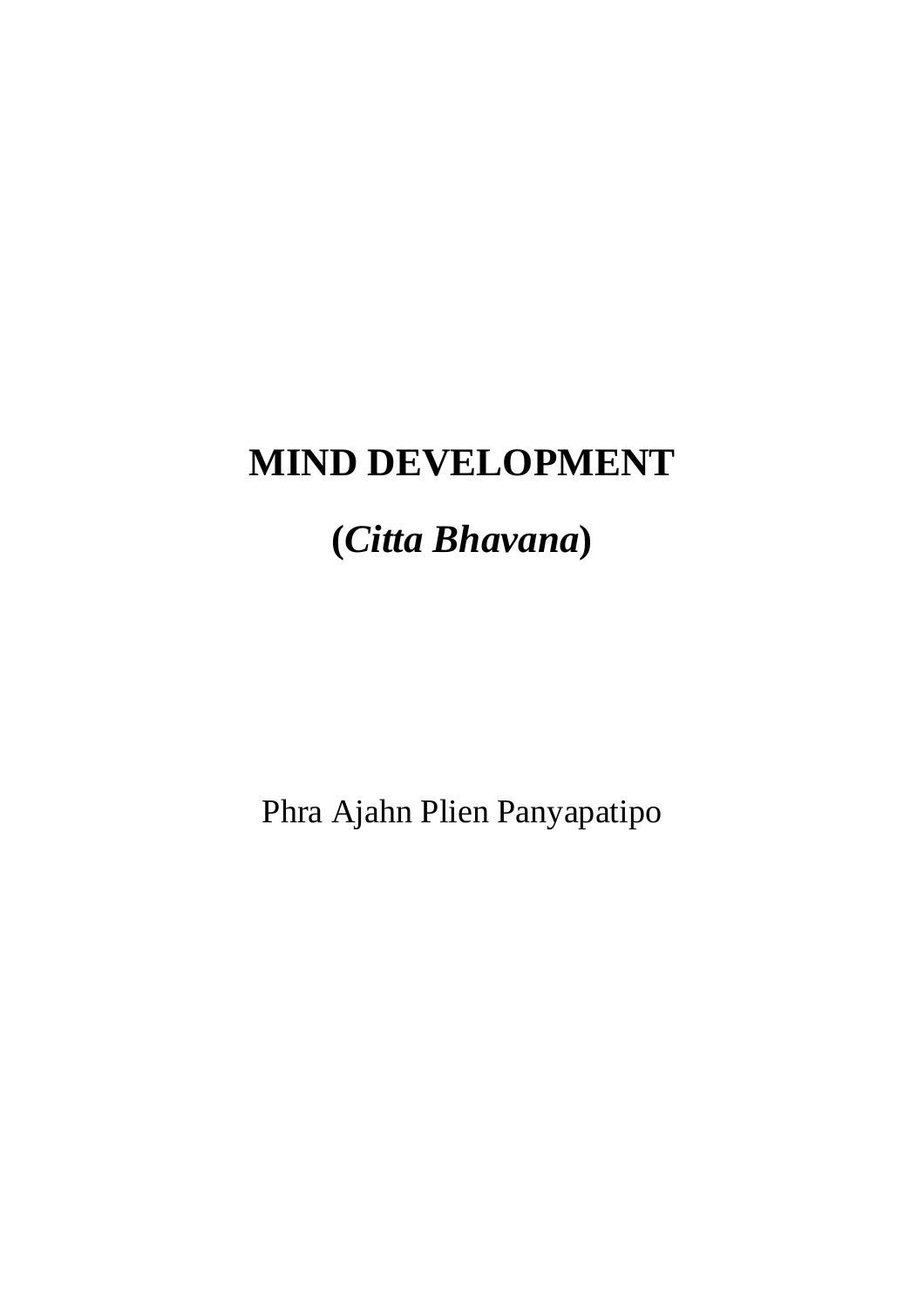# MIND DEVELOPMENT

## (*Citta Bhavana*)

Phra Ajahn Plien Panyapatipo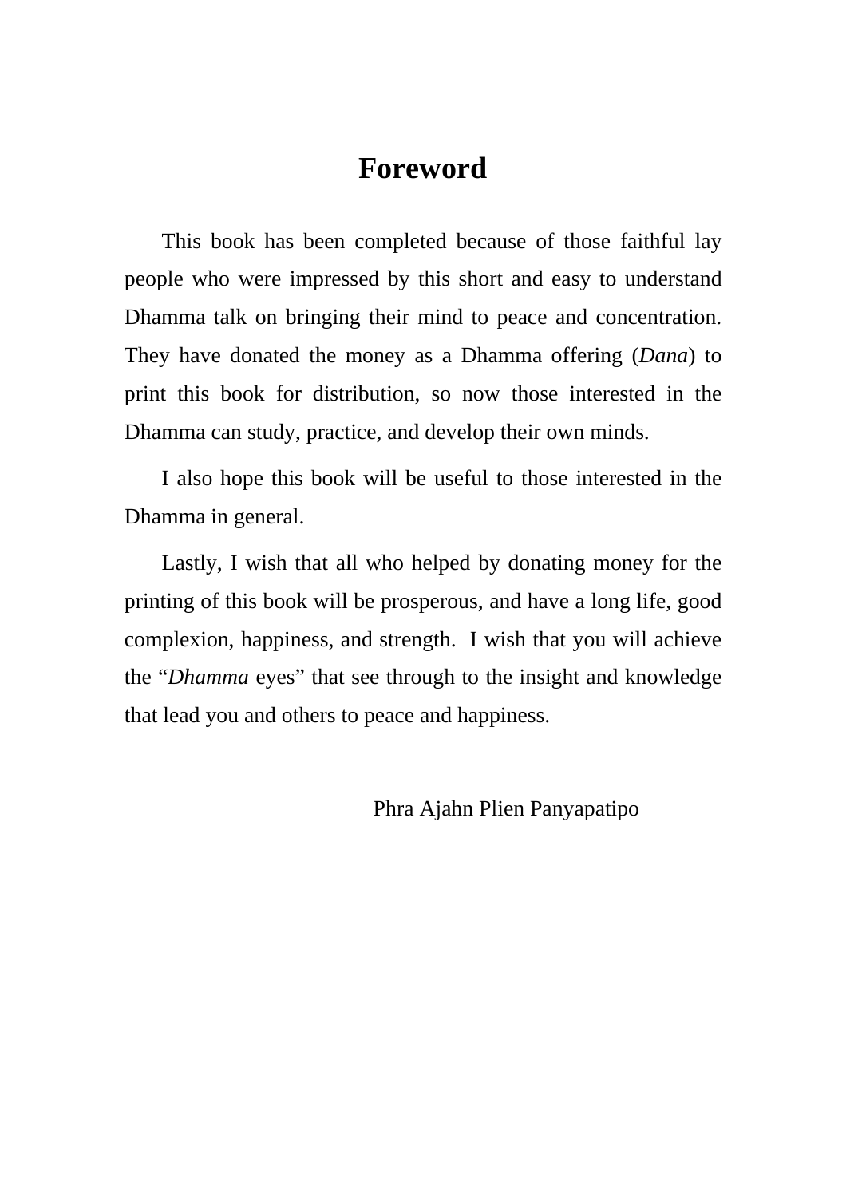# Foreword

This book has been completed because of those faithful lay people who were impressed by this short and easy to understand Dhamma talk on bringing their mind to peace and concentration. They have donated the money as a Dhamma offering (*Dana*) to print this book for distribution, so now those interested in the Dhamma can study, practice, and develop their own minds.

I also hope this book will be useful to those interested in the Dhamma in general.

Lastly, I wish that all who helped by donating money for the printing of this book will be prosperous, and have a long life, good complexion, happiness, and strength. I wish that you will achieve the "*Dhamma* eyes" that see through to the insight and knowledge that lead you and others to peace and happiness.

Phra Ajahn Plien Panyapatipo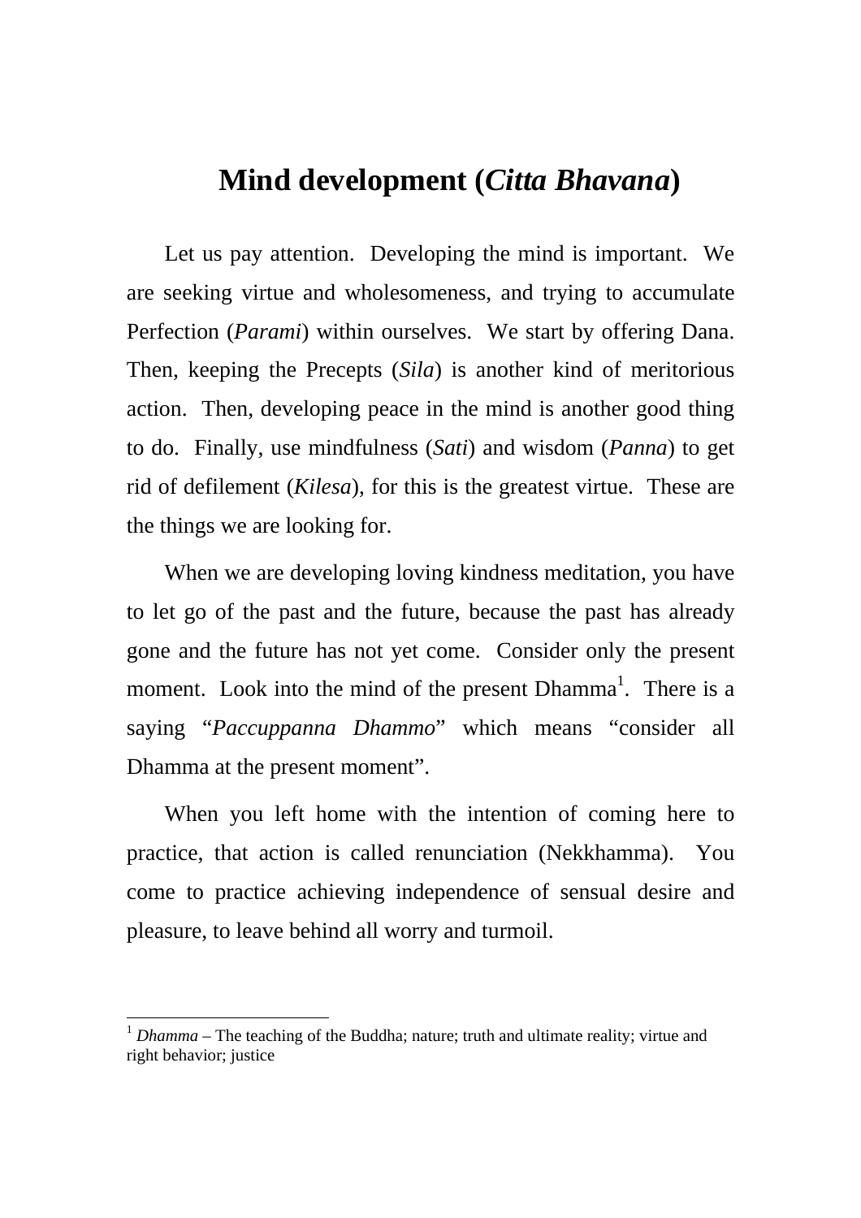# Mind development (*Citta Bhavana*)

Let us pay attention. Developing the mind is important. We are seeking virtue and wholesomeness, and trying to accumulate Perfection (*Parami*) within ourselves. We start by offering Dana. Then, keeping the Precepts (*Sila*) is another kind of meritorious action. Then, developing peace in the mind is another good thing to do. Finally, use mindfulness (*Sati*) and wisdom (*Panna*) to get rid of defilement (*Kilesa*), for this is the greatest virtue. These are the things we are looking for.

When we are developing loving kindness meditation, you have to let go of the past and the future, because the past has already gone and the future has not yet come. Consider only the present moment. Look into the mind of the present Dhamma[1]. There is a saying "*Paccuppanna Dhammo*" which means "consider all Dhamma at the present moment".

When you left home with the intention of coming here to practice, that action is called renunciation (Nekkhamma). You come to practice achieving independence of sensual desire and pleasure, to leave behind all worry and turmoil.

---

[1] *Dhamma* – The teaching of the Buddha; nature; truth and ultimate reality; virtue and right behavior; justice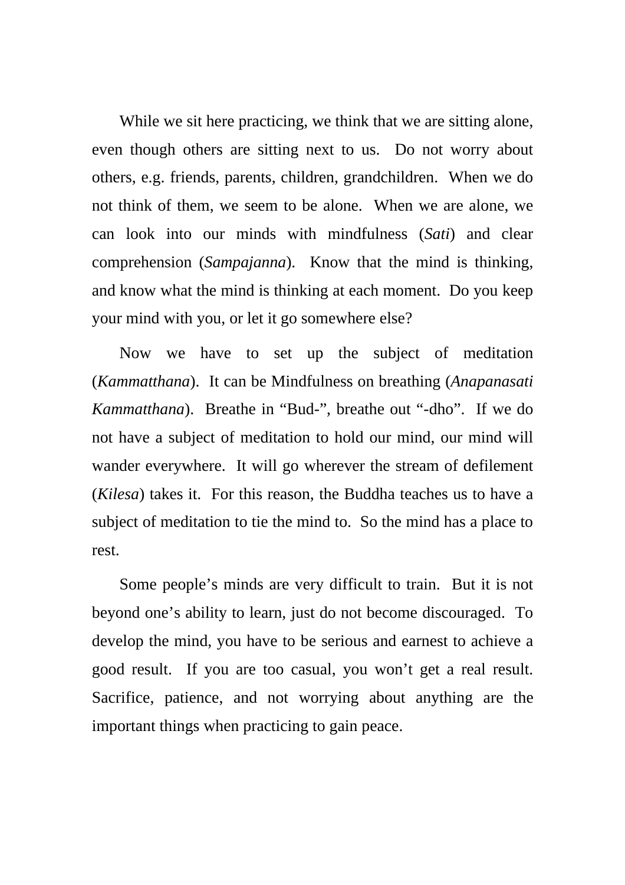While we sit here practicing, we think that we are sitting alone, even though others are sitting next to us. Do not worry about others, e.g. friends, parents, children, grandchildren. When we do not think of them, we seem to be alone. When we are alone, we can look into our minds with mindfulness (*Sati*) and clear comprehension (*Sampajanna*). Know that the mind is thinking, and know what the mind is thinking at each moment. Do you keep your mind with you, or let it go somewhere else?

Now we have to set up the subject of meditation (*Kammatthana*). It can be Mindfulness on breathing (*Anapanasati Kammatthana*). Breathe in "Bud-", breathe out "-dho". If we do not have a subject of meditation to hold our mind, our mind will wander everywhere. It will go wherever the stream of defilement (*Kilesa*) takes it. For this reason, the Buddha teaches us to have a subject of meditation to tie the mind to. So the mind has a place to rest.

Some people's minds are very difficult to train. But it is not beyond one's ability to learn, just do not become discouraged. To develop the mind, you have to be serious and earnest to achieve a good result. If you are too casual, you won't get a real result. Sacrifice, patience, and not worrying about anything are the important things when practicing to gain peace.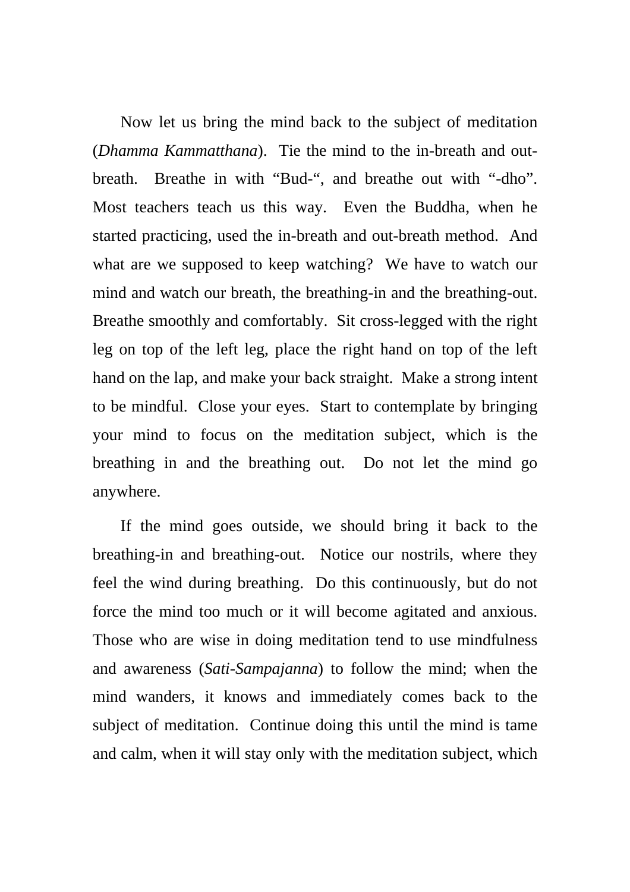Now let us bring the mind back to the subject of meditation (*Dhamma Kammatthana*). Tie the mind to the in-breath and out-breath. Breathe in with “Bud-“, and breathe out with “-dho”. Most teachers teach us this way. Even the Buddha, when he started practicing, used the in-breath and out-breath method. And what are we supposed to keep watching? We have to watch our mind and watch our breath, the breathing-in and the breathing-out. Breathe smoothly and comfortably. Sit cross-legged with the right leg on top of the left leg, place the right hand on top of the left hand on the lap, and make your back straight. Make a strong intent to be mindful. Close your eyes. Start to contemplate by bringing your mind to focus on the meditation subject, which is the breathing in and the breathing out. Do not let the mind go anywhere.

If the mind goes outside, we should bring it back to the breathing-in and breathing-out. Notice our nostrils, where they feel the wind during breathing. Do this continuously, but do not force the mind too much or it will become agitated and anxious. Those who are wise in doing meditation tend to use mindfulness and awareness (*Sati-Sampajanna*) to follow the mind; when the mind wanders, it knows and immediately comes back to the subject of meditation. Continue doing this until the mind is tame and calm, when it will stay only with the meditation subject, which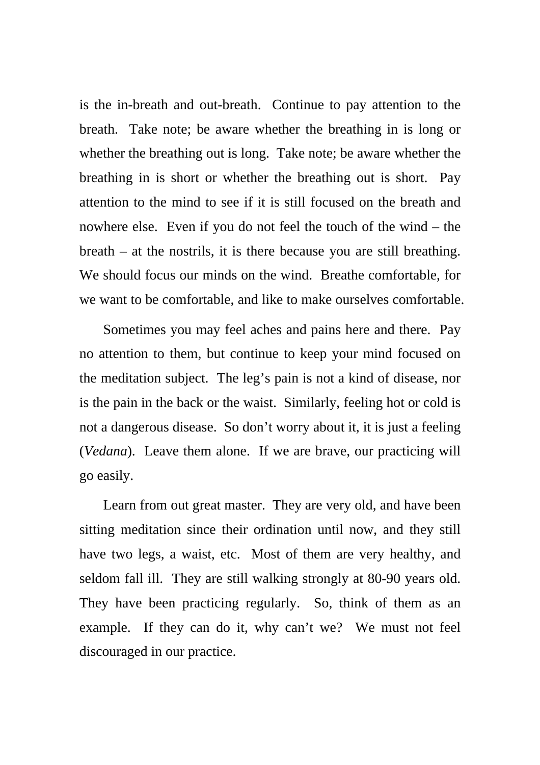is the in-breath and out-breath. Continue to pay attention to the breath. Take note; be aware whether the breathing in is long or whether the breathing out is long. Take note; be aware whether the breathing in is short or whether the breathing out is short. Pay attention to the mind to see if it is still focused on the breath and nowhere else. Even if you do not feel the touch of the wind – the breath – at the nostrils, it is there because you are still breathing. We should focus our minds on the wind. Breathe comfortable, for we want to be comfortable, and like to make ourselves comfortable.

Sometimes you may feel aches and pains here and there. Pay no attention to them, but continue to keep your mind focused on the meditation subject. The leg's pain is not a kind of disease, nor is the pain in the back or the waist. Similarly, feeling hot or cold is not a dangerous disease. So don't worry about it, it is just a feeling (*Vedana*). Leave them alone. If we are brave, our practicing will go easily.

Learn from out great master. They are very old, and have been sitting meditation since their ordination until now, and they still have two legs, a waist, etc. Most of them are very healthy, and seldom fall ill. They are still walking strongly at 80-90 years old. They have been practicing regularly. So, think of them as an example. If they can do it, why can't we? We must not feel discouraged in our practice.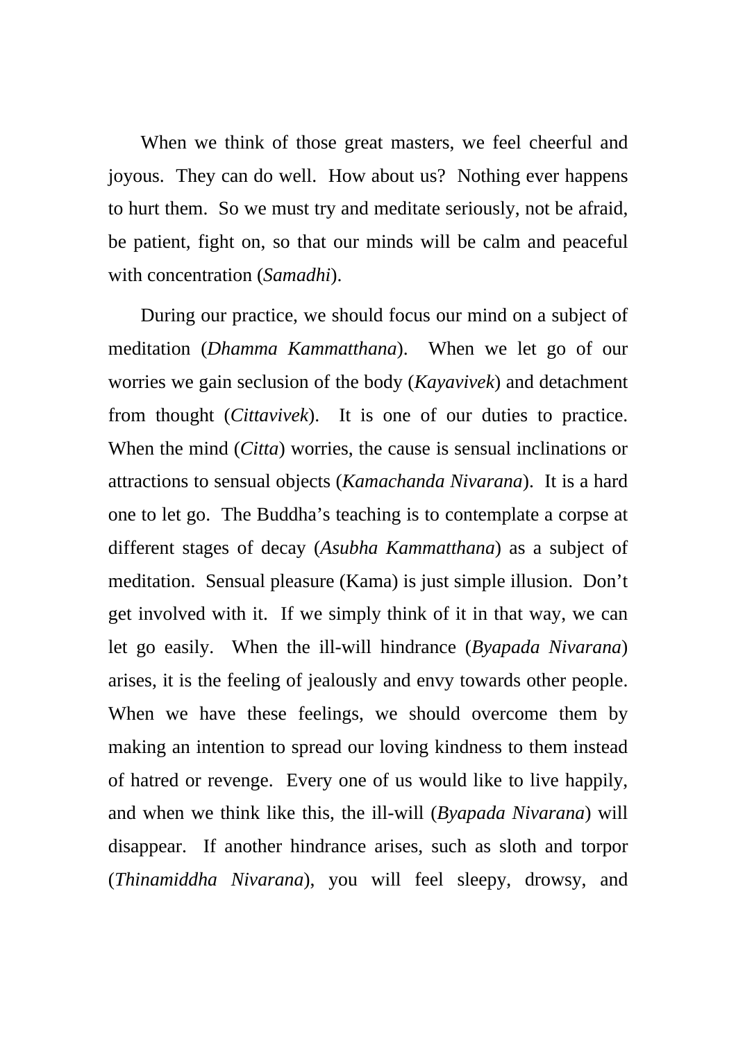When we think of those great masters, we feel cheerful and joyous. They can do well. How about us? Nothing ever happens to hurt them. So we must try and meditate seriously, not be afraid, be patient, fight on, so that our minds will be calm and peaceful with concentration (*Samadhi*).

During our practice, we should focus our mind on a subject of meditation (*Dhamma Kammatthana*). When we let go of our worries we gain seclusion of the body (*Kayavivek*) and detachment from thought (*Cittavivek*). It is one of our duties to practice. When the mind (*Citta*) worries, the cause is sensual inclinations or attractions to sensual objects (*Kamachanda Nivarana*). It is a hard one to let go. The Buddha's teaching is to contemplate a corpse at different stages of decay (*Asubha Kammatthana*) as a subject of meditation. Sensual pleasure (Kama) is just simple illusion. Don't get involved with it. If we simply think of it in that way, we can let go easily. When the ill-will hindrance (*Byapada Nivarana*) arises, it is the feeling of jealously and envy towards other people. When we have these feelings, we should overcome them by making an intention to spread our loving kindness to them instead of hatred or revenge. Every one of us would like to live happily, and when we think like this, the ill-will (*Byapada Nivarana*) will disappear. If another hindrance arises, such as sloth and torpor (*Thinamiddha Nivarana*), you will feel sleepy, drowsy, and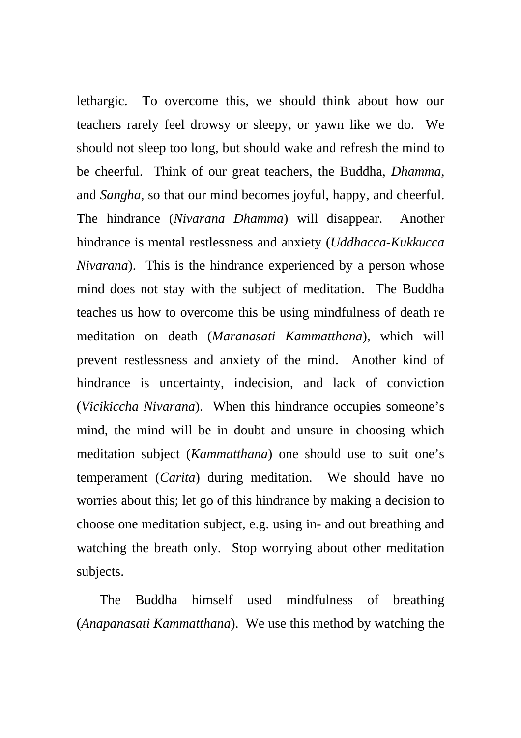lethargic. To overcome this, we should think about how our teachers rarely feel drowsy or sleepy, or yawn like we do. We should not sleep too long, but should wake and refresh the mind to be cheerful. Think of our great teachers, the Buddha, *Dhamma*, and *Sangha*, so that our mind becomes joyful, happy, and cheerful. The hindrance (*Nivarana Dhamma*) will disappear. Another hindrance is mental restlessness and anxiety (*Uddhacca-Kukkucca Nivarana*). This is the hindrance experienced by a person whose mind does not stay with the subject of meditation. The Buddha teaches us how to overcome this be using mindfulness of death re meditation on death (*Maranasati Kammatthana*), which will prevent restlessness and anxiety of the mind. Another kind of hindrance is uncertainty, indecision, and lack of conviction (*Vicikiccha Nivarana*). When this hindrance occupies someone's mind, the mind will be in doubt and unsure in choosing which meditation subject (*Kammatthana*) one should use to suit one's temperament (*Carita*) during meditation. We should have no worries about this; let go of this hindrance by making a decision to choose one meditation subject, e.g. using in- and out breathing and watching the breath only. Stop worrying about other meditation subjects.

The Buddha himself used mindfulness of breathing (*Anapanasati Kammatthana*). We use this method by watching the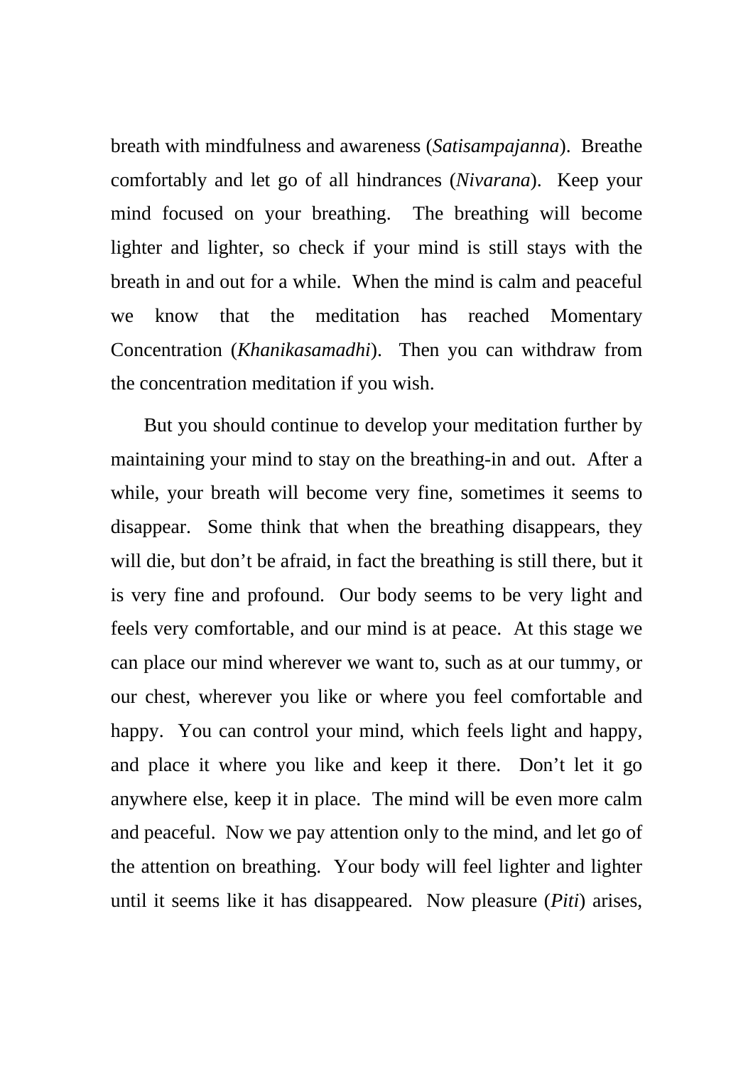breath with mindfulness and awareness (*Satisampajanna*). Breathe comfortably and let go of all hindrances (*Nivarana*). Keep your mind focused on your breathing. The breathing will become lighter and lighter, so check if your mind is still stays with the breath in and out for a while. When the mind is calm and peaceful we know that the meditation has reached Momentary Concentration (*Khanikasamadhi*). Then you can withdraw from the concentration meditation if you wish.

But you should continue to develop your meditation further by maintaining your mind to stay on the breathing-in and out. After a while, your breath will become very fine, sometimes it seems to disappear. Some think that when the breathing disappears, they will die, but don't be afraid, in fact the breathing is still there, but it is very fine and profound. Our body seems to be very light and feels very comfortable, and our mind is at peace. At this stage we can place our mind wherever we want to, such as at our tummy, or our chest, wherever you like or where you feel comfortable and happy. You can control your mind, which feels light and happy, and place it where you like and keep it there. Don't let it go anywhere else, keep it in place. The mind will be even more calm and peaceful. Now we pay attention only to the mind, and let go of the attention on breathing. Your body will feel lighter and lighter until it seems like it has disappeared. Now pleasure (*Piti*) arises,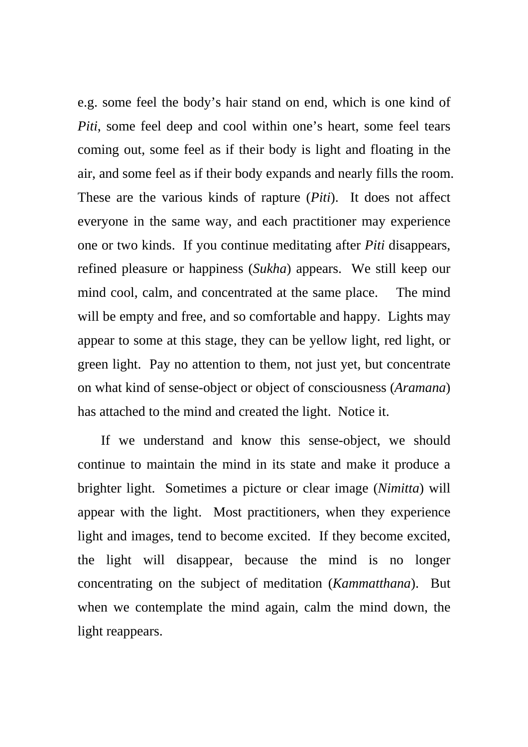e.g. some feel the body's hair stand on end, which is one kind of *Piti*, some feel deep and cool within one's heart, some feel tears coming out, some feel as if their body is light and floating in the air, and some feel as if their body expands and nearly fills the room. These are the various kinds of rapture (*Piti*). It does not affect everyone in the same way, and each practitioner may experience one or two kinds. If you continue meditating after *Piti* disappears, refined pleasure or happiness (*Sukha*) appears. We still keep our mind cool, calm, and concentrated at the same place. The mind will be empty and free, and so comfortable and happy. Lights may appear to some at this stage, they can be yellow light, red light, or green light. Pay no attention to them, not just yet, but concentrate on what kind of sense-object or object of consciousness (*Aramana*) has attached to the mind and created the light. Notice it.

If we understand and know this sense-object, we should continue to maintain the mind in its state and make it produce a brighter light. Sometimes a picture or clear image (*Nimitta*) will appear with the light. Most practitioners, when they experience light and images, tend to become excited. If they become excited, the light will disappear, because the mind is no longer concentrating on the subject of meditation (*Kammatthana*). But when we contemplate the mind again, calm the mind down, the light reappears.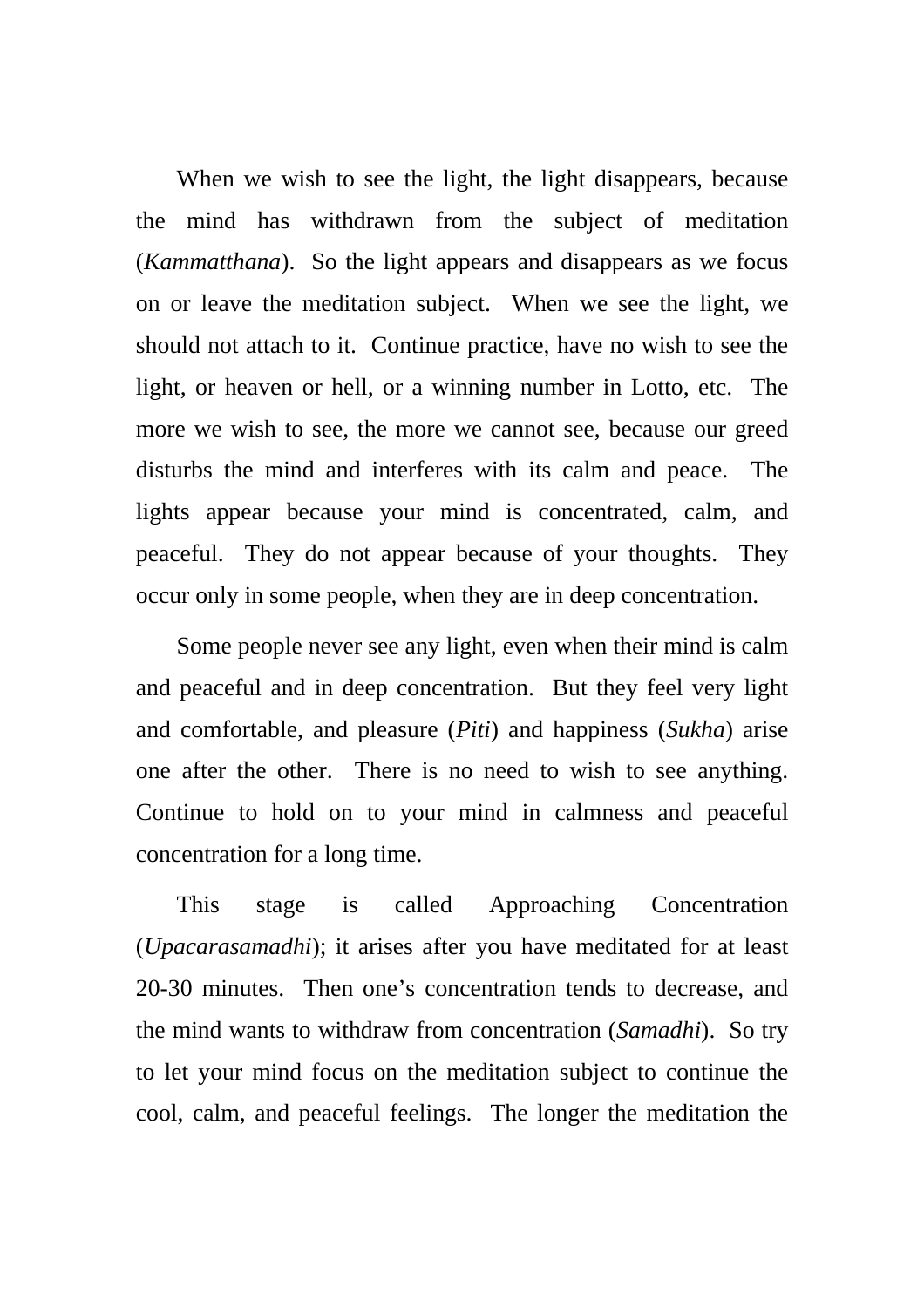When we wish to see the light, the light disappears, because the mind has withdrawn from the subject of meditation (*Kammatthana*). So the light appears and disappears as we focus on or leave the meditation subject. When we see the light, we should not attach to it. Continue practice, have no wish to see the light, or heaven or hell, or a winning number in Lotto, etc. The more we wish to see, the more we cannot see, because our greed disturbs the mind and interferes with its calm and peace. The lights appear because your mind is concentrated, calm, and peaceful. They do not appear because of your thoughts. They occur only in some people, when they are in deep concentration.

Some people never see any light, even when their mind is calm and peaceful and in deep concentration. But they feel very light and comfortable, and pleasure (*Piti*) and happiness (*Sukha*) arise one after the other. There is no need to wish to see anything. Continue to hold on to your mind in calmness and peaceful concentration for a long time.

This stage is called Approaching Concentration (*Upacarasamadhi*); it arises after you have meditated for at least 20-30 minutes. Then one's concentration tends to decrease, and the mind wants to withdraw from concentration (*Samadhi*). So try to let your mind focus on the meditation subject to continue the cool, calm, and peaceful feelings. The longer the meditation the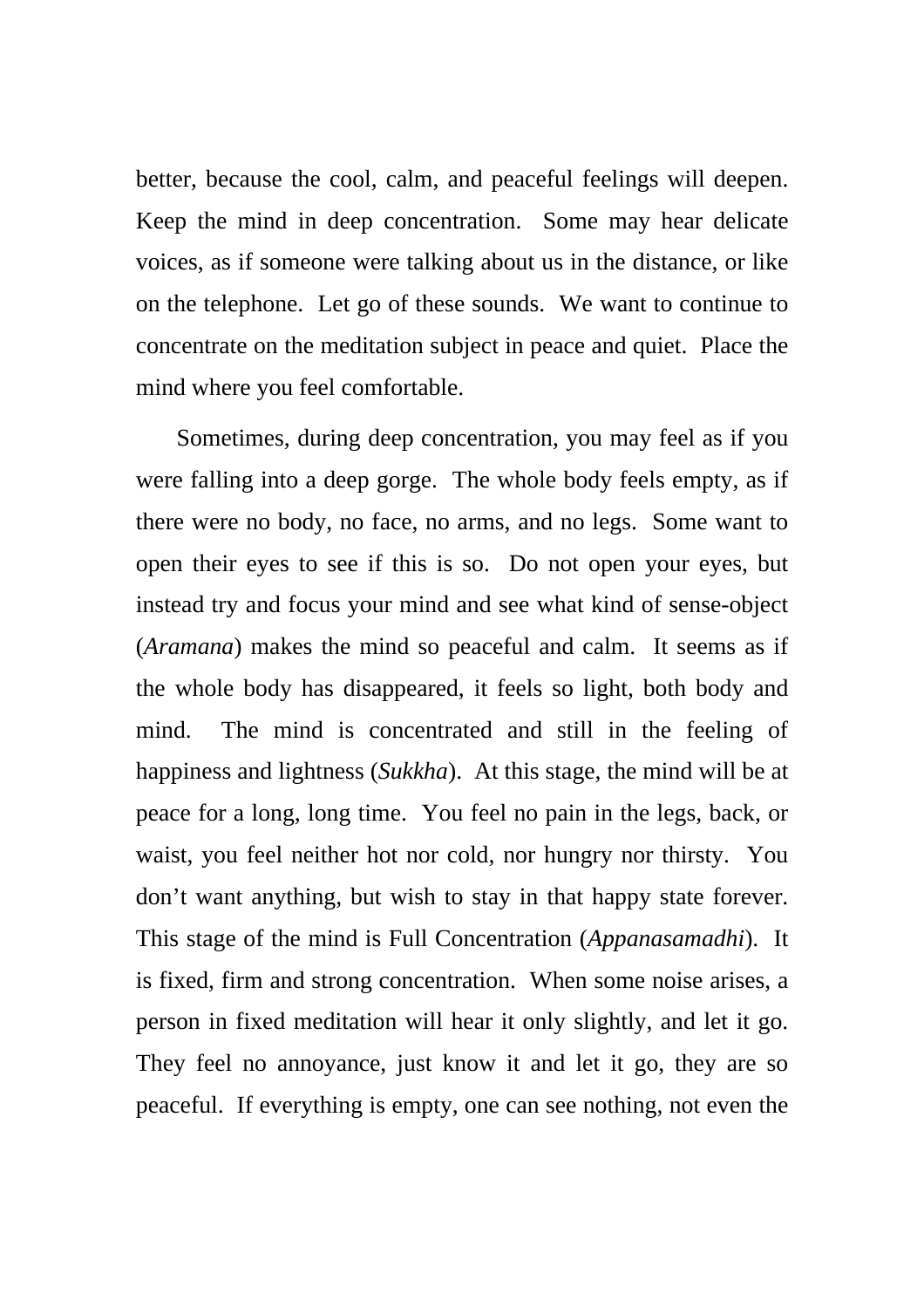better, because the cool, calm, and peaceful feelings will deepen. Keep the mind in deep concentration. Some may hear delicate voices, as if someone were talking about us in the distance, or like on the telephone. Let go of these sounds. We want to continue to concentrate on the meditation subject in peace and quiet. Place the mind where you feel comfortable.

Sometimes, during deep concentration, you may feel as if you were falling into a deep gorge. The whole body feels empty, as if there were no body, no face, no arms, and no legs. Some want to open their eyes to see if this is so. Do not open your eyes, but instead try and focus your mind and see what kind of sense-object (*Aramana*) makes the mind so peaceful and calm. It seems as if the whole body has disappeared, it feels so light, both body and mind. The mind is concentrated and still in the feeling of happiness and lightness (*Sukkha*). At this stage, the mind will be at peace for a long, long time. You feel no pain in the legs, back, or waist, you feel neither hot nor cold, nor hungry nor thirsty. You don't want anything, but wish to stay in that happy state forever. This stage of the mind is Full Concentration (*Appanasamadhi*). It is fixed, firm and strong concentration. When some noise arises, a person in fixed meditation will hear it only slightly, and let it go. They feel no annoyance, just know it and let it go, they are so peaceful. If everything is empty, one can see nothing, not even the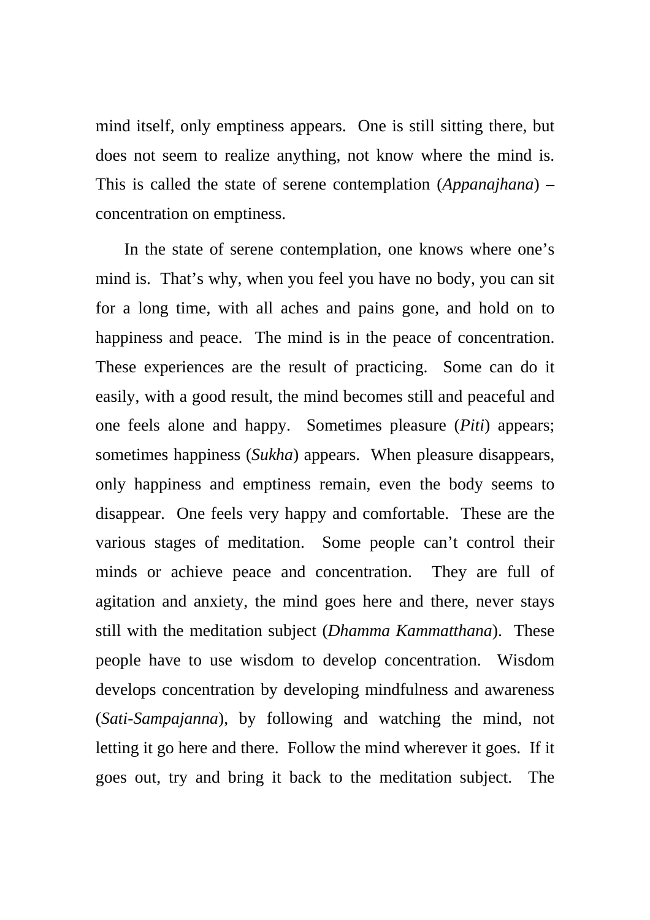mind itself, only emptiness appears.  One is still sitting there, but does not seem to realize anything, not know where the mind is.  This is called the state of serene contemplation (*Appanajhana*) – concentration on emptiness.

In the state of serene contemplation, one knows where one's mind is.  That's why, when you feel you have no body, you can sit for a long time, with all aches and pains gone, and hold on to happiness and peace.  The mind is in the peace of concentration.  These experiences are the result of practicing.  Some can do it easily, with a good result, the mind becomes still and peaceful and one feels alone and happy.  Sometimes pleasure (*Piti*) appears; sometimes happiness (*Sukha*) appears.  When pleasure disappears, only happiness and emptiness remain, even the body seems to disappear.  One feels very happy and comfortable.  These are the various stages of meditation.  Some people can't control their minds or achieve peace and concentration.  They are full of agitation and anxiety, the mind goes here and there, never stays still with the meditation subject (*Dhamma Kammatthana*).  These people have to use wisdom to develop concentration.  Wisdom develops concentration by developing mindfulness and awareness (*Sati-Sampajanna*), by following and watching the mind, not letting it go here and there.  Follow the mind wherever it goes.  If it goes out, try and bring it back to the meditation subject.  The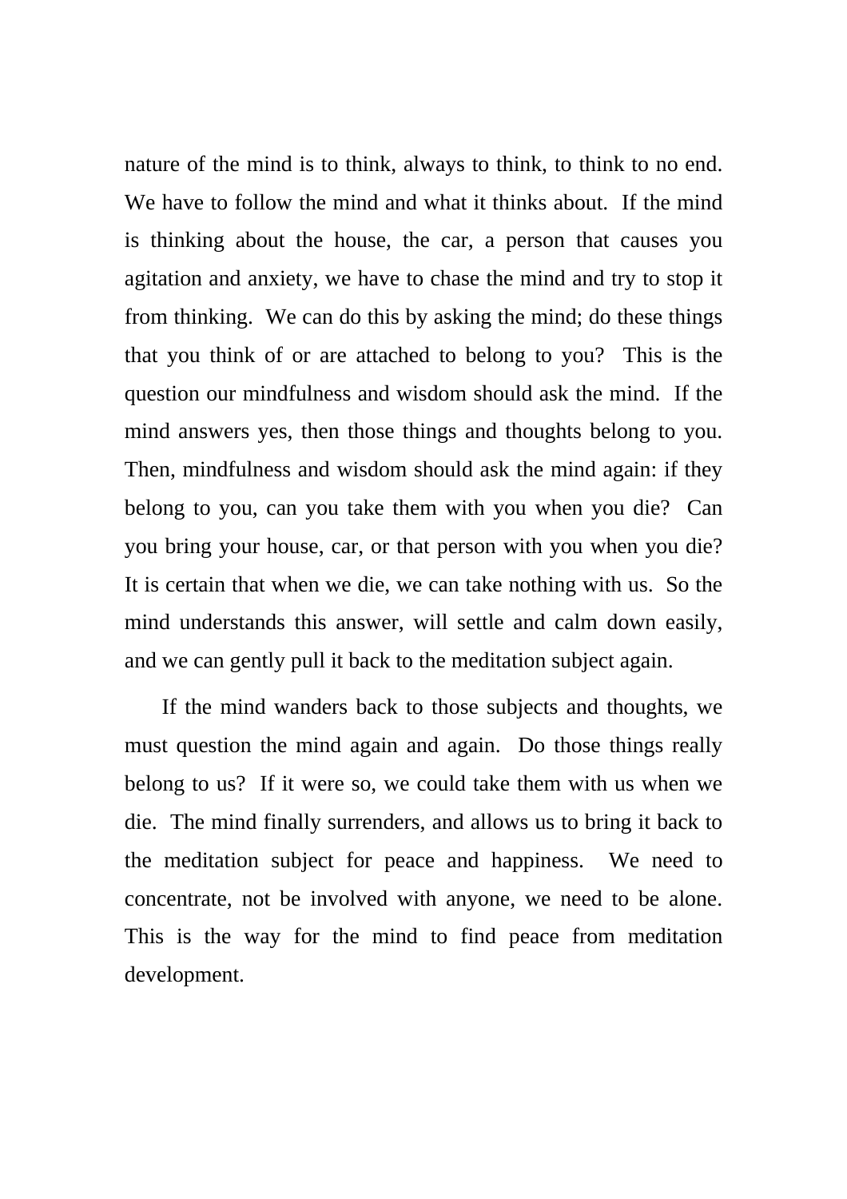nature of the mind is to think, always to think, to think to no end. We have to follow the mind and what it thinks about. If the mind is thinking about the house, the car, a person that causes you agitation and anxiety, we have to chase the mind and try to stop it from thinking. We can do this by asking the mind; do these things that you think of or are attached to belong to you? This is the question our mindfulness and wisdom should ask the mind. If the mind answers yes, then those things and thoughts belong to you. Then, mindfulness and wisdom should ask the mind again: if they belong to you, can you take them with you when you die? Can you bring your house, car, or that person with you when you die? It is certain that when we die, we can take nothing with us. So the mind understands this answer, will settle and calm down easily, and we can gently pull it back to the meditation subject again.

If the mind wanders back to those subjects and thoughts, we must question the mind again and again. Do those things really belong to us? If it were so, we could take them with us when we die. The mind finally surrenders, and allows us to bring it back to the meditation subject for peace and happiness. We need to concentrate, not be involved with anyone, we need to be alone. This is the way for the mind to find peace from meditation development.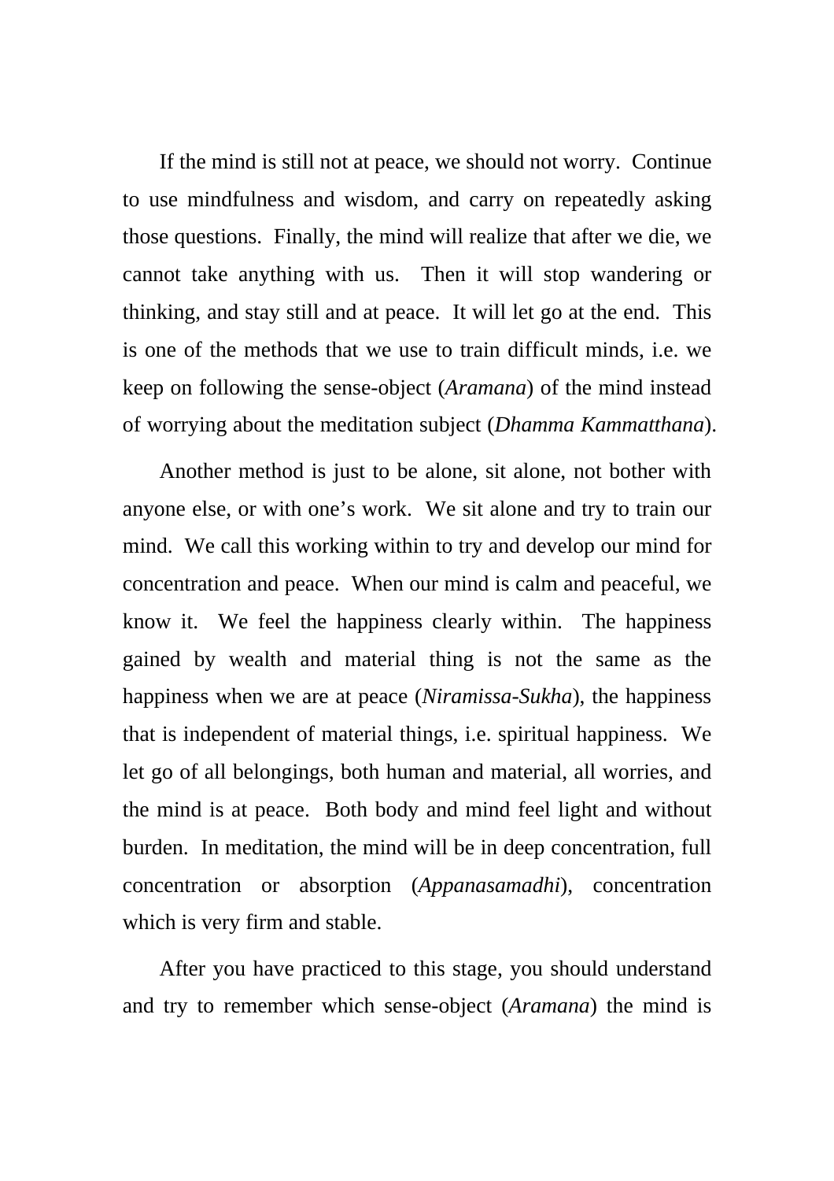If the mind is still not at peace, we should not worry. Continue to use mindfulness and wisdom, and carry on repeatedly asking those questions. Finally, the mind will realize that after we die, we cannot take anything with us. Then it will stop wandering or thinking, and stay still and at peace. It will let go at the end. This is one of the methods that we use to train difficult minds, i.e. we keep on following the sense-object (*Aramana*) of the mind instead of worrying about the meditation subject (*Dhamma Kammatthana*).

Another method is just to be alone, sit alone, not bother with anyone else, or with one's work. We sit alone and try to train our mind. We call this working within to try and develop our mind for concentration and peace. When our mind is calm and peaceful, we know it. We feel the happiness clearly within. The happiness gained by wealth and material thing is not the same as the happiness when we are at peace (*Niramissa-Sukha*), the happiness that is independent of material things, i.e. spiritual happiness. We let go of all belongings, both human and material, all worries, and the mind is at peace. Both body and mind feel light and without burden. In meditation, the mind will be in deep concentration, full concentration or absorption (*Appanasamadhi*), concentration which is very firm and stable.

After you have practiced to this stage, you should understand and try to remember which sense-object (*Aramana*) the mind is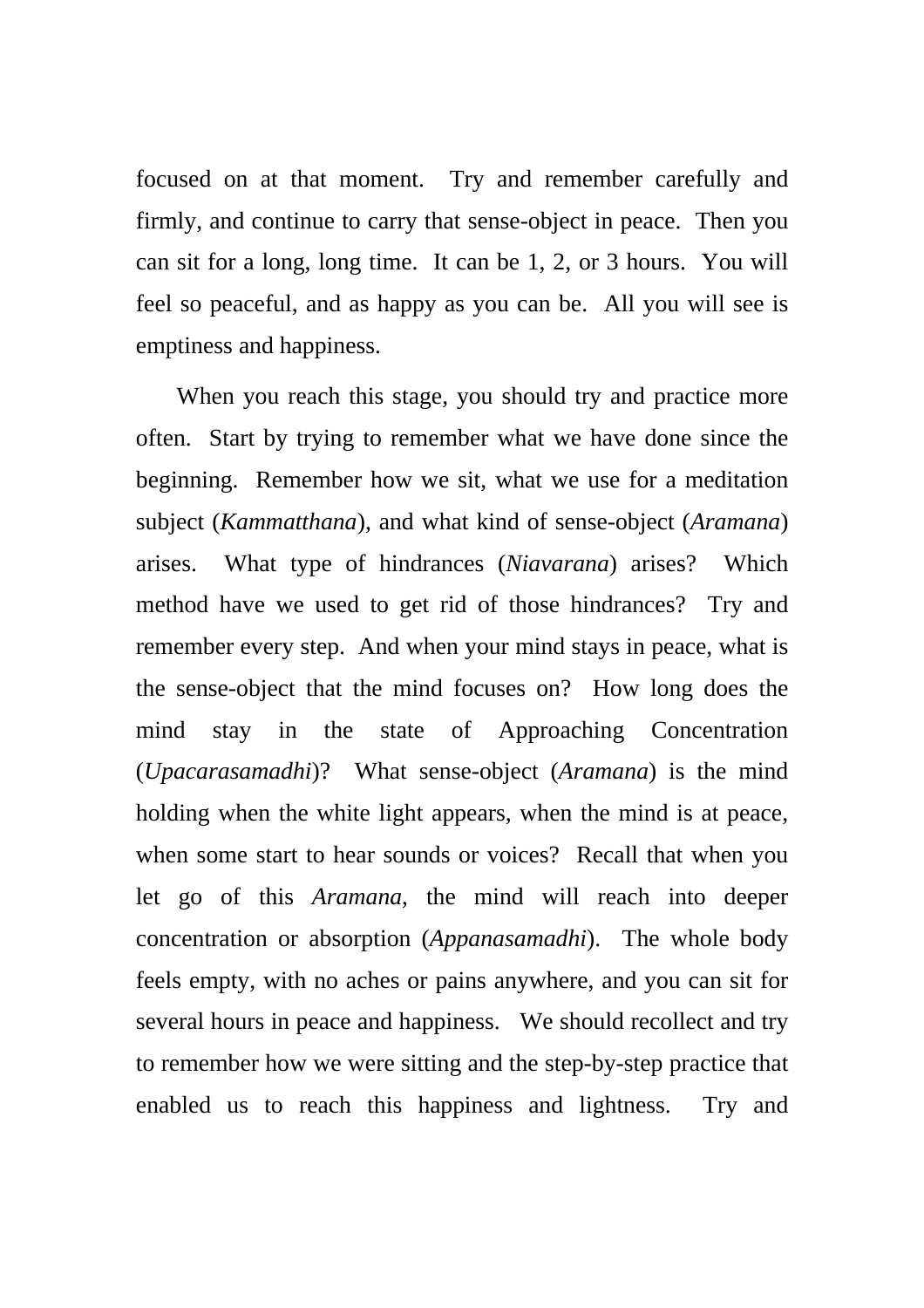focused on at that moment. Try and remember carefully and firmly, and continue to carry that sense-object in peace. Then you can sit for a long, long time. It can be 1, 2, or 3 hours. You will feel so peaceful, and as happy as you can be. All you will see is emptiness and happiness.

When you reach this stage, you should try and practice more often. Start by trying to remember what we have done since the beginning. Remember how we sit, what we use for a meditation subject (*Kammatthana*), and what kind of sense-object (*Aramana*) arises. What type of hindrances (*Niavarana*) arises? Which method have we used to get rid of those hindrances? Try and remember every step. And when your mind stays in peace, what is the sense-object that the mind focuses on? How long does the mind stay in the state of Approaching Concentration (*Upacarasamadhi*)? What sense-object (*Aramana*) is the mind holding when the white light appears, when the mind is at peace, when some start to hear sounds or voices? Recall that when you let go of this *Aramana*, the mind will reach into deeper concentration or absorption (*Appanasamadhi*). The whole body feels empty, with no aches or pains anywhere, and you can sit for several hours in peace and happiness. We should recollect and try to remember how we were sitting and the step-by-step practice that enabled us to reach this happiness and lightness. Try and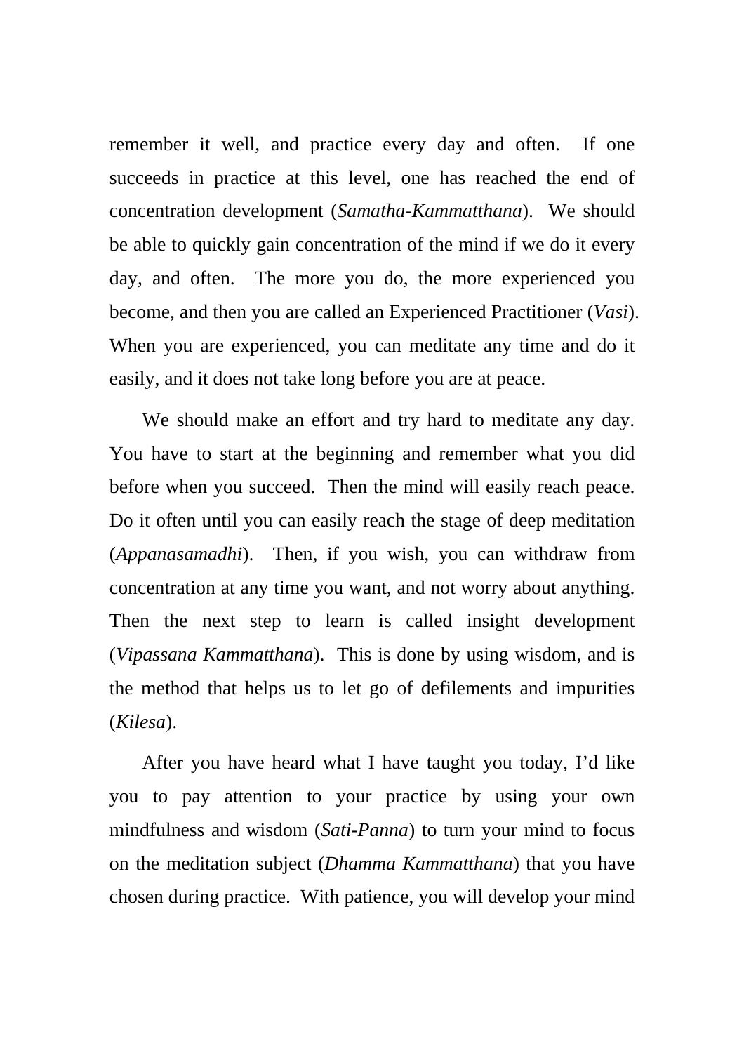remember it well, and practice every day and often. If one succeeds in practice at this level, one has reached the end of concentration development (*Samatha-Kammatthana*). We should be able to quickly gain concentration of the mind if we do it every day, and often. The more you do, the more experienced you become, and then you are called an Experienced Practitioner (*Vasi*). When you are experienced, you can meditate any time and do it easily, and it does not take long before you are at peace.

We should make an effort and try hard to meditate any day. You have to start at the beginning and remember what you did before when you succeed. Then the mind will easily reach peace. Do it often until you can easily reach the stage of deep meditation (*Appanasamadhi*). Then, if you wish, you can withdraw from concentration at any time you want, and not worry about anything. Then the next step to learn is called insight development (*Vipassana Kammatthana*). This is done by using wisdom, and is the method that helps us to let go of defilements and impurities (*Kilesa*).

After you have heard what I have taught you today, I'd like you to pay attention to your practice by using your own mindfulness and wisdom (*Sati-Panna*) to turn your mind to focus on the meditation subject (*Dhamma Kammatthana*) that you have chosen during practice. With patience, you will develop your mind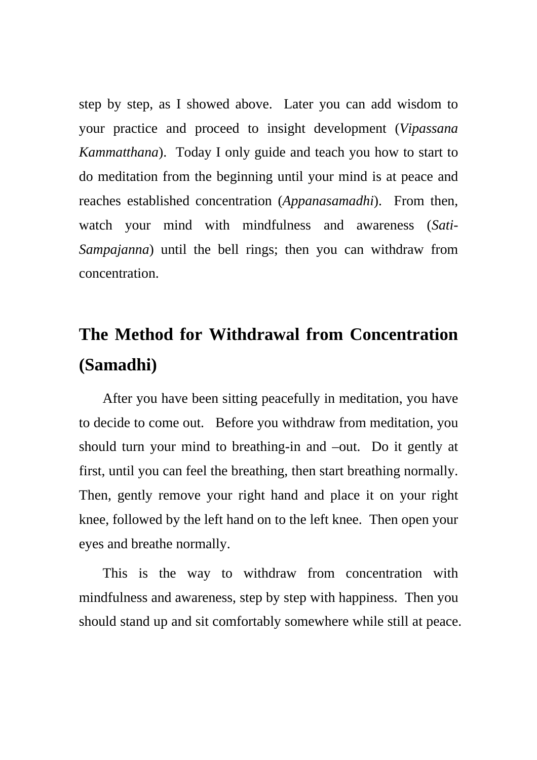step by step, as I showed above. Later you can add wisdom to your practice and proceed to insight development (*Vipassana Kammatthana*). Today I only guide and teach you how to start to do meditation from the beginning until your mind is at peace and reaches established concentration (*Appanasamadhi*). From then, watch your mind with mindfulness and awareness (*Sati-Sampajanna*) until the bell rings; then you can withdraw from concentration.

## The Method for Withdrawal from Concentration (Samadhi)

After you have been sitting peacefully in meditation, you have to decide to come out. Before you withdraw from meditation, you should turn your mind to breathing-in and –out. Do it gently at first, until you can feel the breathing, then start breathing normally. Then, gently remove your right hand and place it on your right knee, followed by the left hand on to the left knee. Then open your eyes and breathe normally.

This is the way to withdraw from concentration with mindfulness and awareness, step by step with happiness. Then you should stand up and sit comfortably somewhere while still at peace.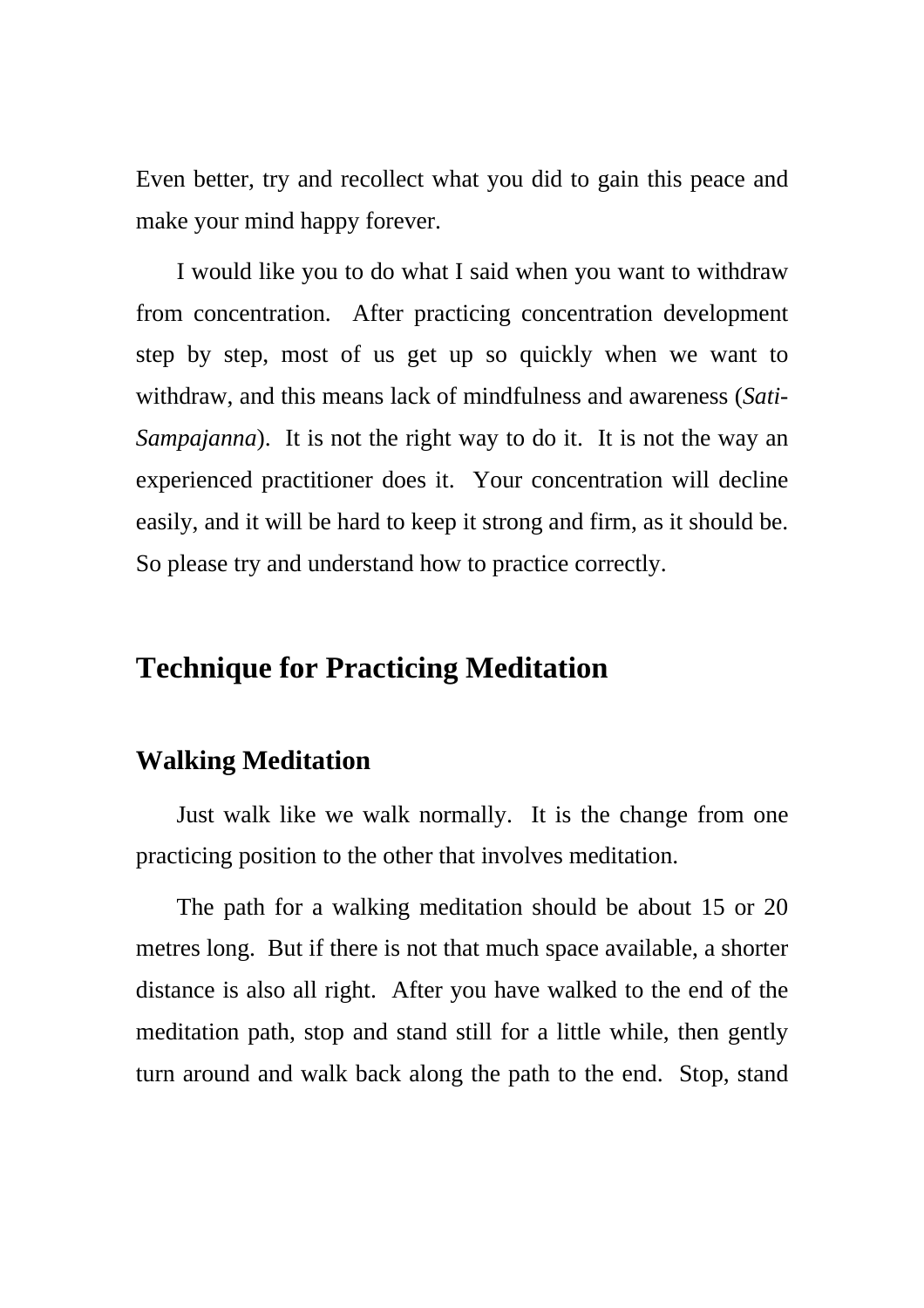Even better, try and recollect what you did to gain this peace and make your mind happy forever.

I would like you to do what I said when you want to withdraw from concentration. After practicing concentration development step by step, most of us get up so quickly when we want to withdraw, and this means lack of mindfulness and awareness (*Sati-Sampajanna*). It is not the right way to do it. It is not the way an experienced practitioner does it. Your concentration will decline easily, and it will be hard to keep it strong and firm, as it should be. So please try and understand how to practice correctly.

## Technique for Practicing Meditation

### Walking Meditation

Just walk like we walk normally. It is the change from one practicing position to the other that involves meditation.

The path for a walking meditation should be about 15 or 20 metres long. But if there is not that much space available, a shorter distance is also all right. After you have walked to the end of the meditation path, stop and stand still for a little while, then gently turn around and walk back along the path to the end. Stop, stand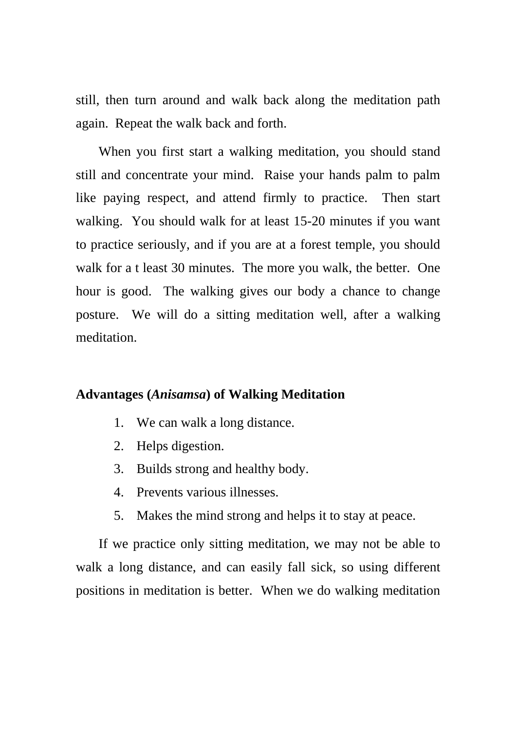still, then turn around and walk back along the meditation path again. Repeat the walk back and forth.

When you first start a walking meditation, you should stand still and concentrate your mind. Raise your hands palm to palm like paying respect, and attend firmly to practice. Then start walking. You should walk for at least 15-20 minutes if you want to practice seriously, and if you are at a forest temple, you should walk for a t least 30 minutes. The more you walk, the better. One hour is good. The walking gives our body a chance to change posture. We will do a sitting meditation well, after a walking meditation.

**Advantages (*Anisamsa*) of Walking Meditation**

1. We can walk a long distance.
2. Helps digestion.
3. Builds strong and healthy body.
4. Prevents various illnesses.
5. Makes the mind strong and helps it to stay at peace.

If we practice only sitting meditation, we may not be able to walk a long distance, and can easily fall sick, so using different positions in meditation is better. When we do walking meditation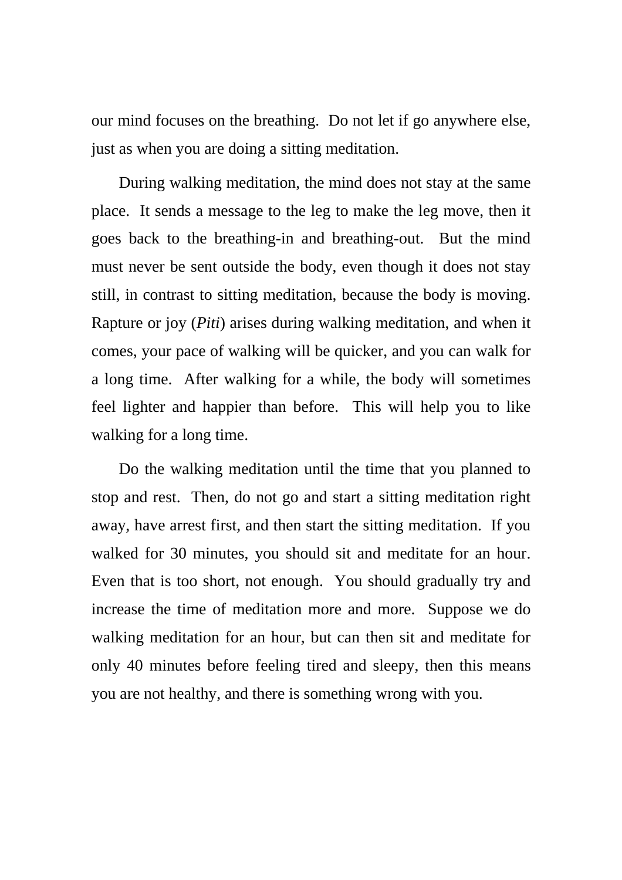our mind focuses on the breathing. Do not let if go anywhere else, just as when you are doing a sitting meditation.

During walking meditation, the mind does not stay at the same place. It sends a message to the leg to make the leg move, then it goes back to the breathing-in and breathing-out. But the mind must never be sent outside the body, even though it does not stay still, in contrast to sitting meditation, because the body is moving. Rapture or joy (*Piti*) arises during walking meditation, and when it comes, your pace of walking will be quicker, and you can walk for a long time. After walking for a while, the body will sometimes feel lighter and happier than before. This will help you to like walking for a long time.

Do the walking meditation until the time that you planned to stop and rest. Then, do not go and start a sitting meditation right away, have arest first, and then start the sitting meditation. If you walked for 30 minutes, you should sit and meditate for an hour. Even that is too short, not enough. You should gradually try and increase the time of meditation more and more. Suppose we do walking meditation for an hour, but can then sit and meditate for only 40 minutes before feeling tired and sleepy, then this means you are not healthy, and there is something wrong with you.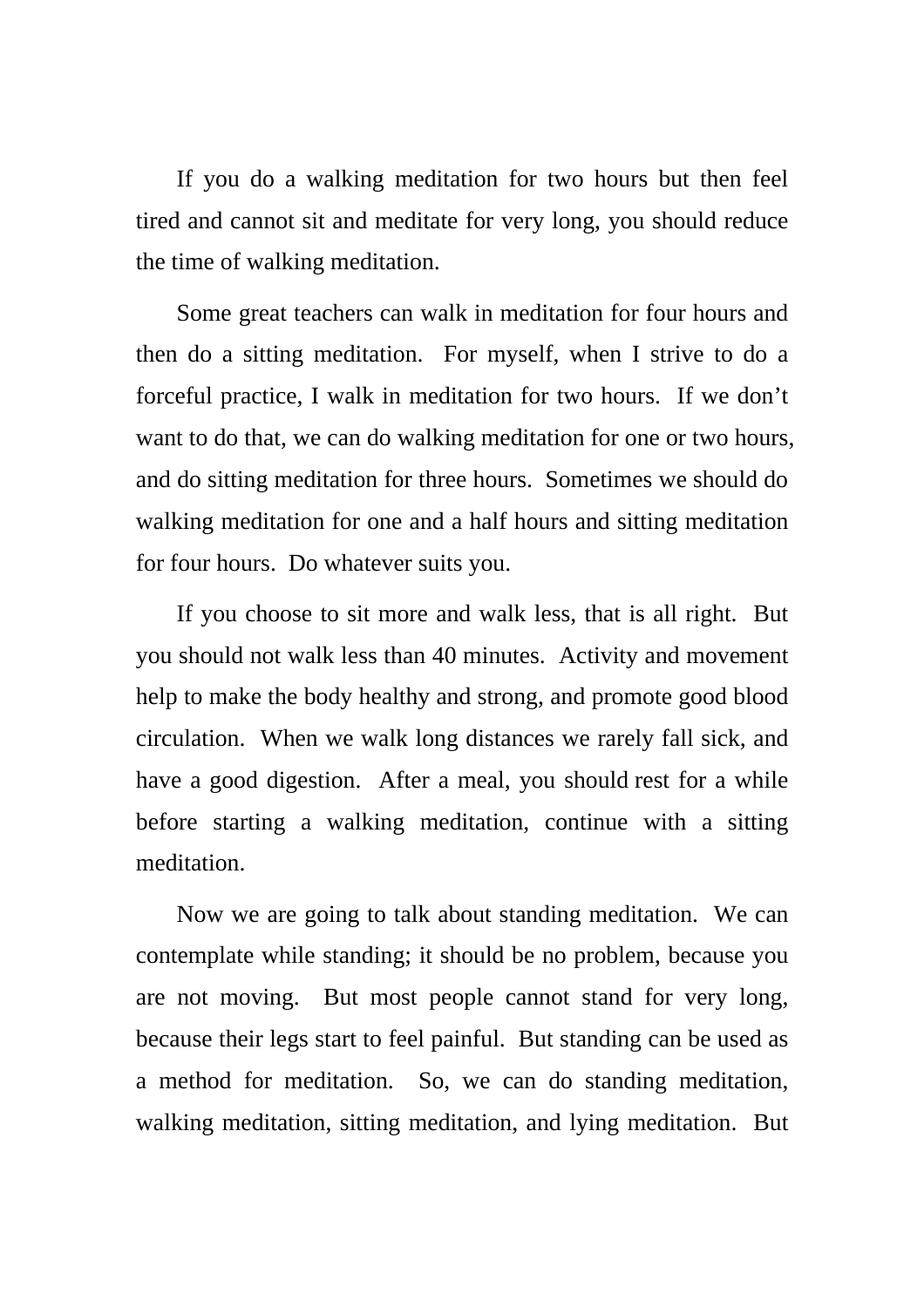If you do a walking meditation for two hours but then feel tired and cannot sit and meditate for very long, you should reduce the time of walking meditation.

Some great teachers can walk in meditation for four hours and then do a sitting meditation.  For myself, when I strive to do a forceful practice, I walk in meditation for two hours.  If we don't want to do that, we can do walking meditation for one or two hours, and do sitting meditation for three hours.  Sometimes we should do walking meditation for one and a half hours and sitting meditation for four hours.  Do whatever suits you.

If you choose to sit more and walk less, that is all right.  But you should not walk less than 40 minutes.  Activity and movement help to make the body healthy and strong, and promote good blood circulation.  When we walk long distances we rarely fall sick, and have a good digestion.  After a meal, you should rest for a while before starting a walking meditation, continue with a sitting meditation.

Now we are going to talk about standing meditation.  We can contemplate while standing; it should be no problem, because you are not moving.  But most people cannot stand for very long, because their legs start to feel painful.  But standing can be used as a method for meditation.  So, we can do standing meditation, walking meditation, sitting meditation, and lying meditation.  But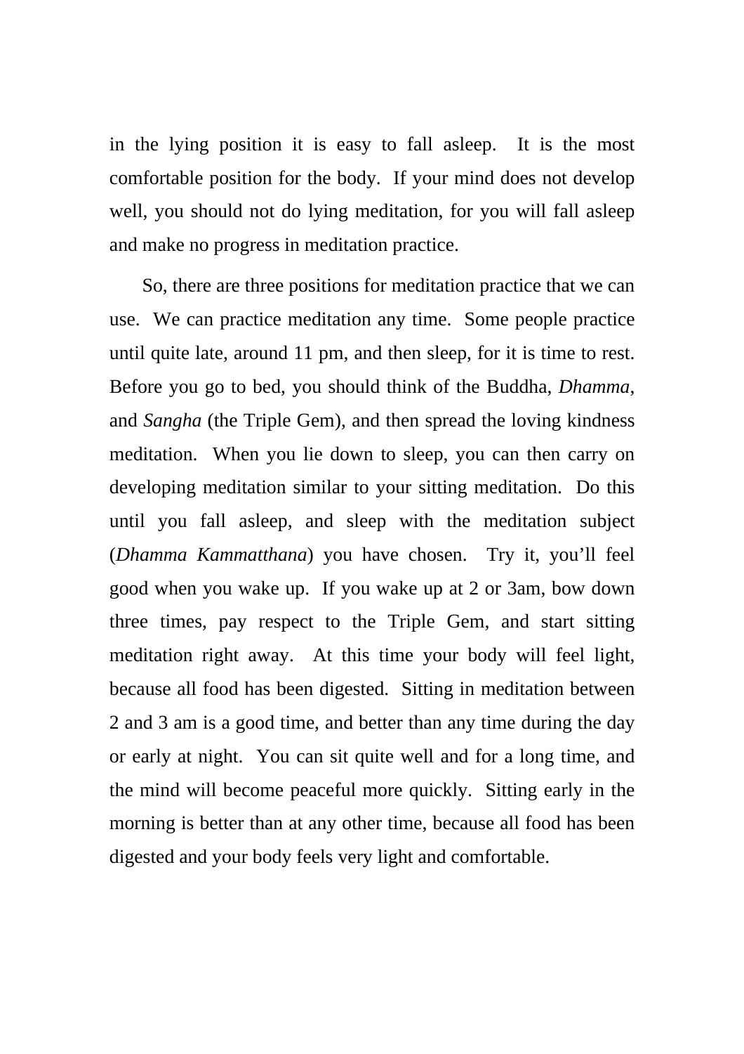in the lying position it is easy to fall asleep. It is the most comfortable position for the body. If your mind does not develop well, you should not do lying meditation, for you will fall asleep and make no progress in meditation practice.

So, there are three positions for meditation practice that we can use. We can practice meditation any time. Some people practice until quite late, around 11 pm, and then sleep, for it is time to rest. Before you go to bed, you should think of the Buddha, *Dhamma*, and *Sangha* (the Triple Gem), and then spread the loving kindness meditation. When you lie down to sleep, you can then carry on developing meditation similar to your sitting meditation. Do this until you fall asleep, and sleep with the meditation subject (*Dhamma Kammatthana*) you have chosen. Try it, you'll feel good when you wake up. If you wake up at 2 or 3am, bow down three times, pay respect to the Triple Gem, and start sitting meditation right away. At this time your body will feel light, because all food has been digested. Sitting in meditation between 2 and 3 am is a good time, and better than any time during the day or early at night. You can sit quite well and for a long time, and the mind will become peaceful more quickly. Sitting early in the morning is better than at any other time, because all food has been digested and your body feels very light and comfortable.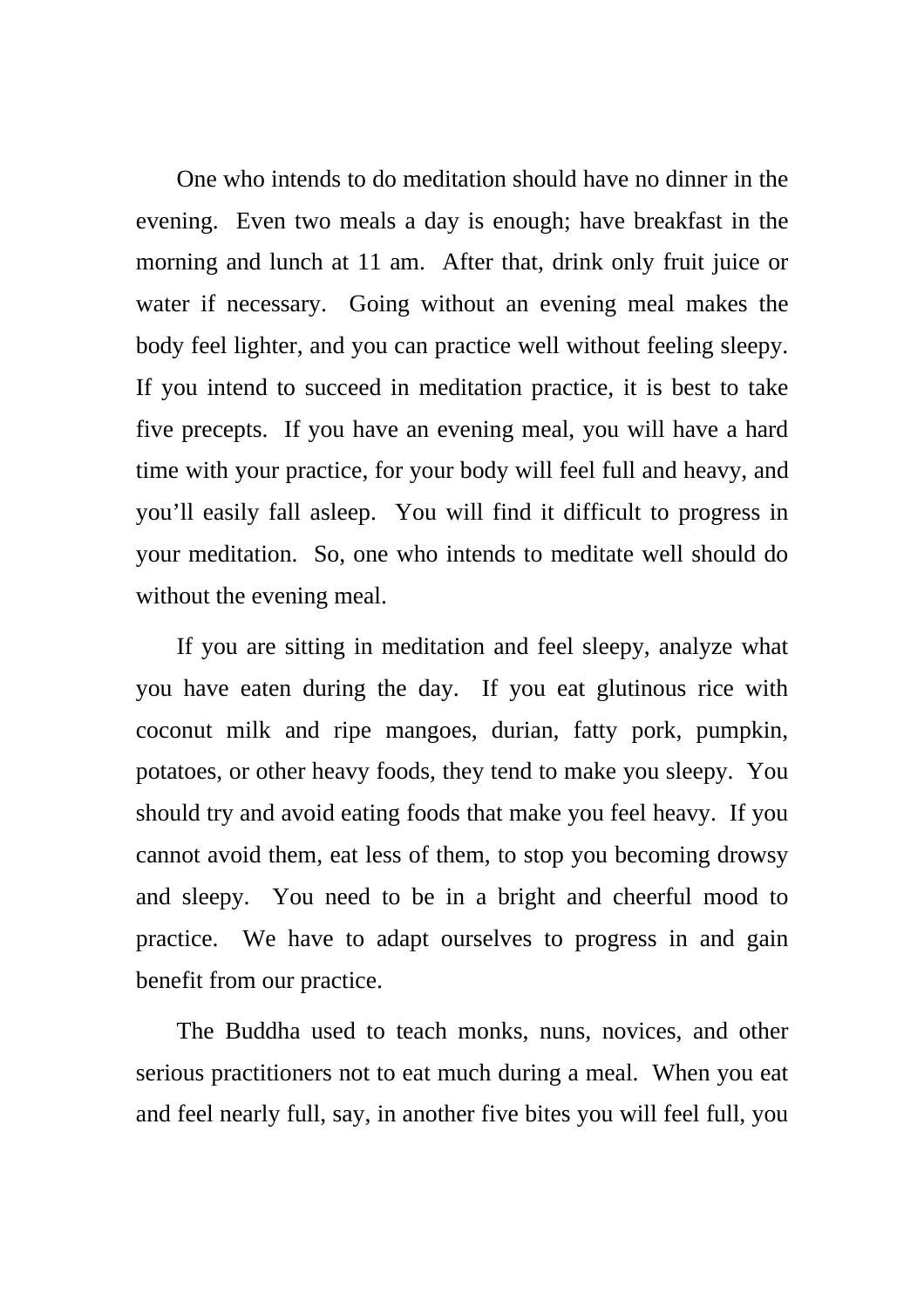One who intends to do meditation should have no dinner in the evening. Even two meals a day is enough; have breakfast in the morning and lunch at 11 am. After that, drink only fruit juice or water if necessary. Going without an evening meal makes the body feel lighter, and you can practice well without feeling sleepy. If you intend to succeed in meditation practice, it is best to take five precepts. If you have an evening meal, you will have a hard time with your practice, for your body will feel full and heavy, and you'll easily fall asleep. You will find it difficult to progress in your meditation. So, one who intends to meditate well should do without the evening meal.

If you are sitting in meditation and feel sleepy, analyze what you have eaten during the day. If you eat glutinous rice with coconut milk and ripe mangoes, durian, fatty pork, pumpkin, potatoes, or other heavy foods, they tend to make you sleepy. You should try and avoid eating foods that make you feel heavy. If you cannot avoid them, eat less of them, to stop you becoming drowsy and sleepy. You need to be in a bright and cheerful mood to practice. We have to adapt ourselves to progress in and gain benefit from our practice.

The Buddha used to teach monks, nuns, novices, and other serious practitioners not to eat much during a meal. When you eat and feel nearly full, say, in another five bites you will feel full, you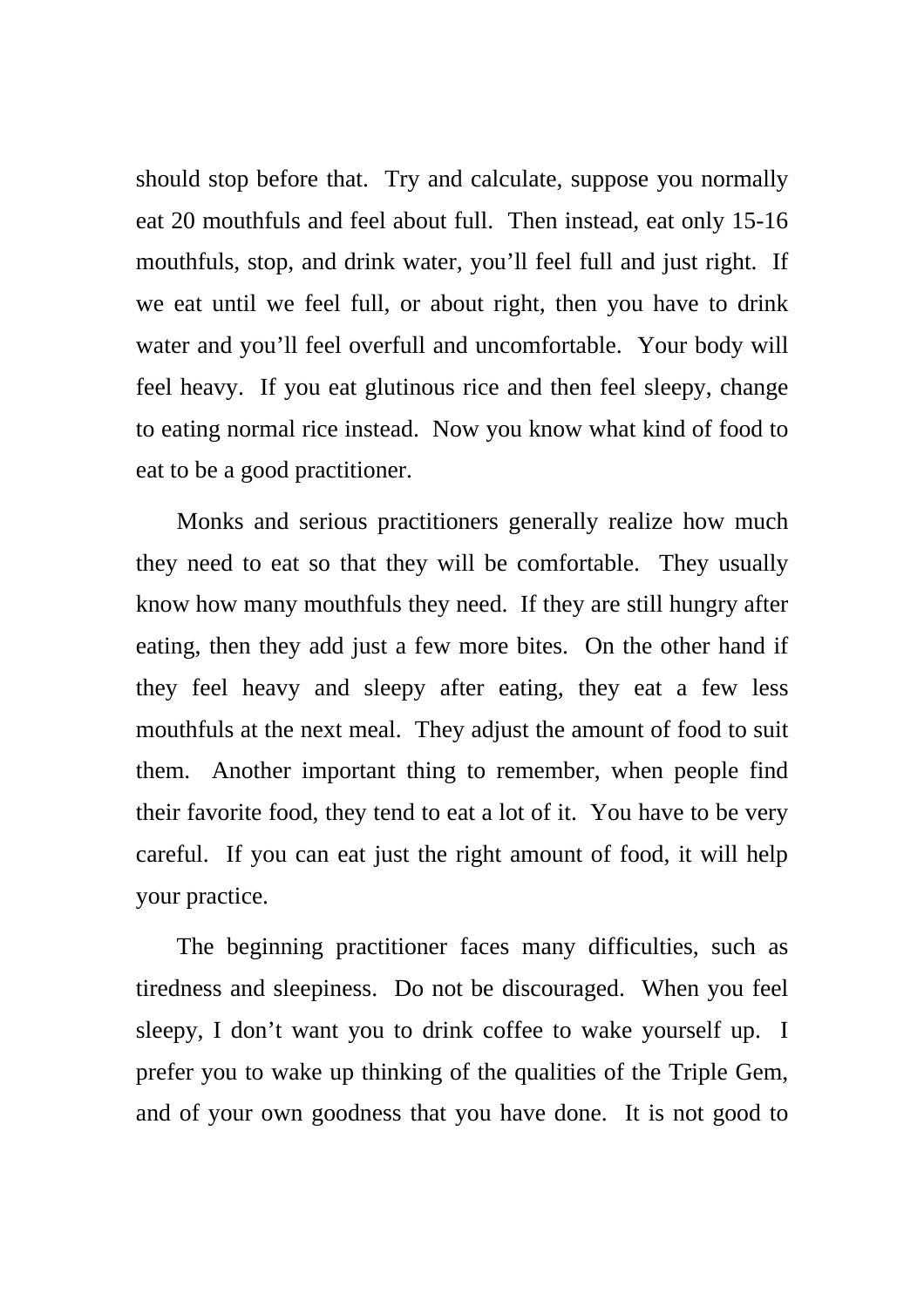should stop before that. Try and calculate, suppose you normally eat 20 mouthfuls and feel about full. Then instead, eat only 15-16 mouthfuls, stop, and drink water, you'll feel full and just right. If we eat until we feel full, or about right, then you have to drink water and you'll feel overfull and uncomfortable. Your body will feel heavy. If you eat glutinous rice and then feel sleepy, change to eating normal rice instead. Now you know what kind of food to eat to be a good practitioner.

Monks and serious practitioners generally realize how much they need to eat so that they will be comfortable. They usually know how many mouthfuls they need. If they are still hungry after eating, then they add just a few more bites. On the other hand if they feel heavy and sleepy after eating, they eat a few less mouthfuls at the next meal. They adjust the amount of food to suit them. Another important thing to remember, when people find their favorite food, they tend to eat a lot of it. You have to be very careful. If you can eat just the right amount of food, it will help your practice.

The beginning practitioner faces many difficulties, such as tiredness and sleepiness. Do not be discouraged. When you feel sleepy, I don't want you to drink coffee to wake yourself up. I prefer you to wake up thinking of the qualities of the Triple Gem, and of your own goodness that you have done. It is not good to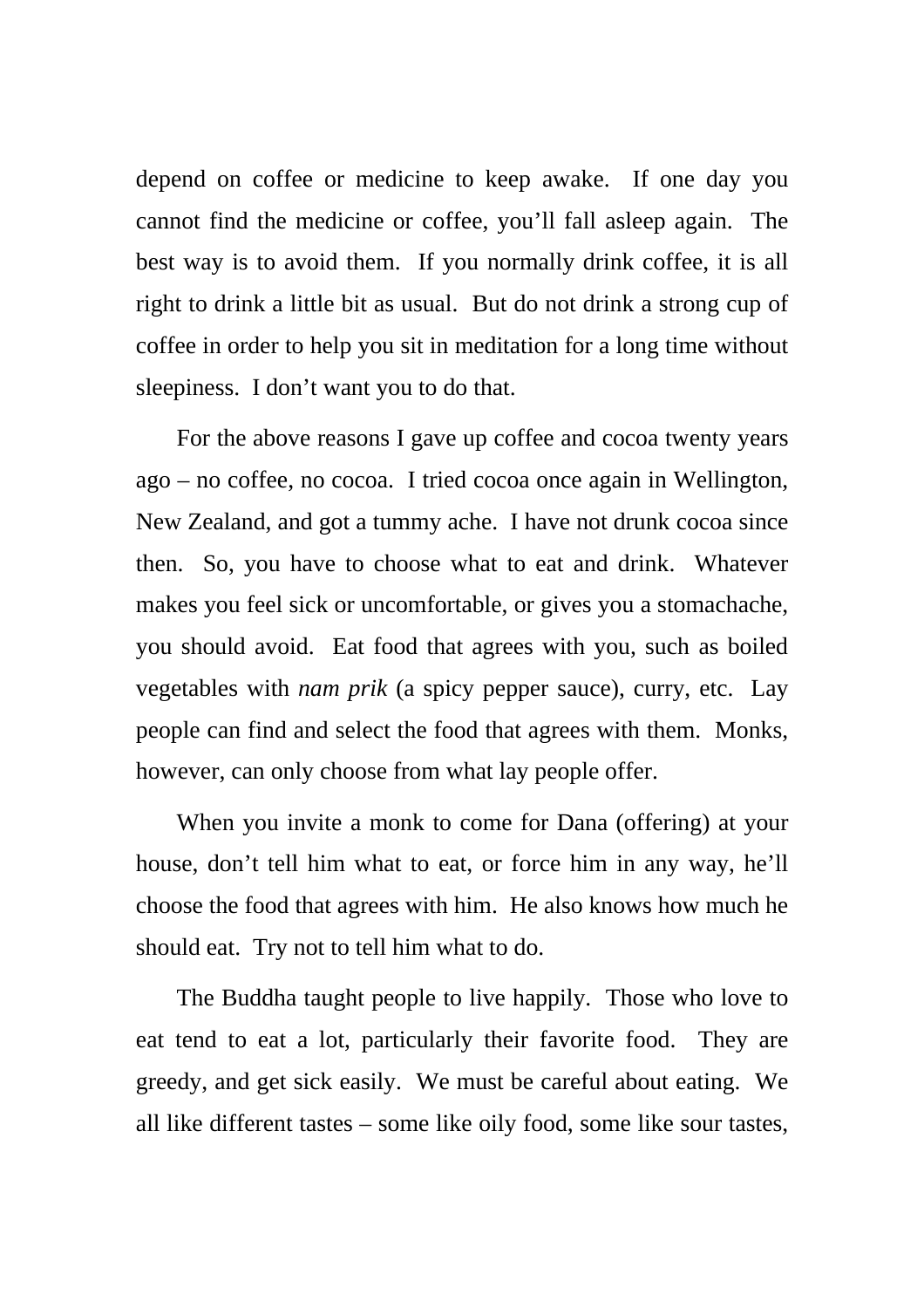depend on coffee or medicine to keep awake. If one day you cannot find the medicine or coffee, you'll fall asleep again. The best way is to avoid them. If you normally drink coffee, it is all right to drink a little bit as usual. But do not drink a strong cup of coffee in order to help you sit in meditation for a long time without sleepiness. I don't want you to do that.

For the above reasons I gave up coffee and cocoa twenty years ago – no coffee, no cocoa. I tried cocoa once again in Wellington, New Zealand, and got a tummy ache. I have not drunk cocoa since then. So, you have to choose what to eat and drink. Whatever makes you feel sick or uncomfortable, or gives you a stomachache, you should avoid. Eat food that agrees with you, such as boiled vegetables with *nam prik* (a spicy pepper sauce), curry, etc. Lay people can find and select the food that agrees with them. Monks, however, can only choose from what lay people offer.

When you invite a monk to come for Dana (offering) at your house, don't tell him what to eat, or force him in any way, he'll choose the food that agrees with him. He also knows how much he should eat. Try not to tell him what to do.

The Buddha taught people to live happily. Those who love to eat tend to eat a lot, particularly their favorite food. They are greedy, and get sick easily. We must be careful about eating. We all like different tastes – some like oily food, some like sour tastes,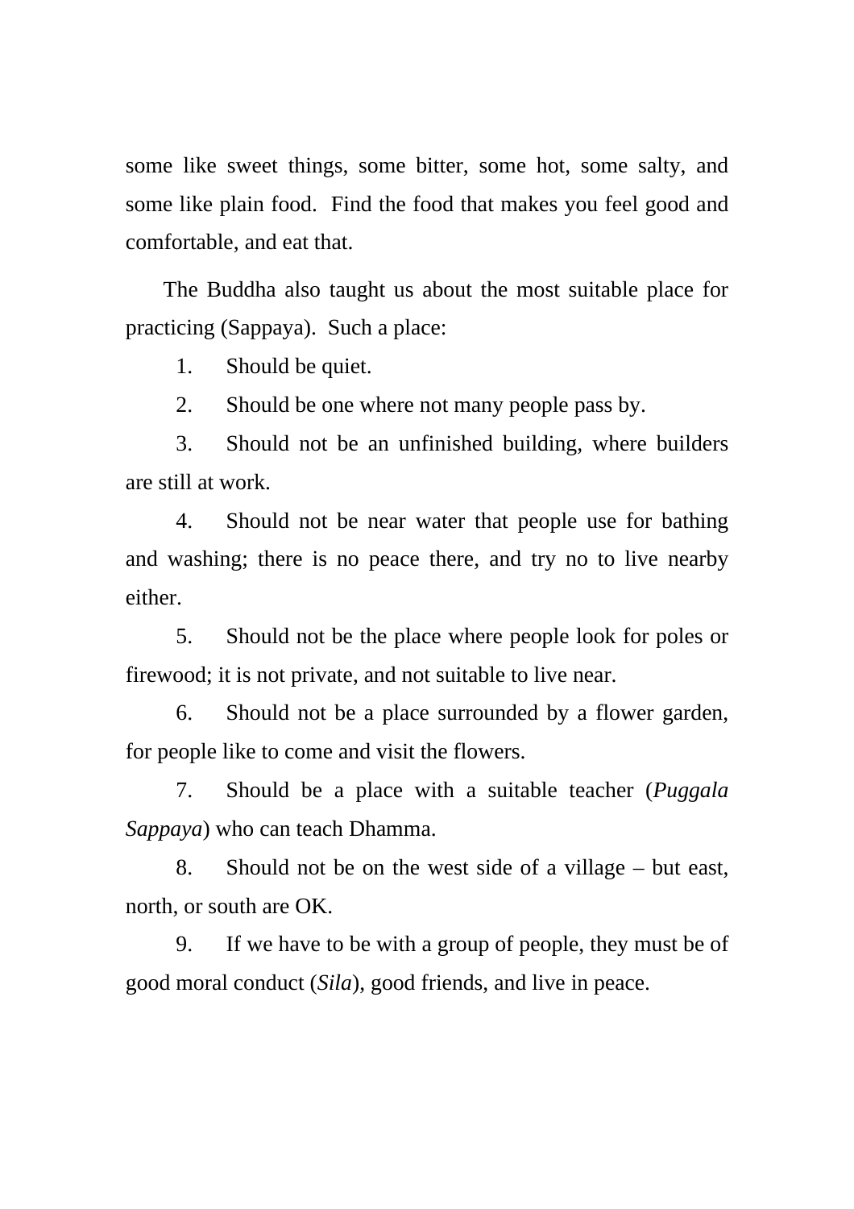some like sweet things, some bitter, some hot, some salty, and some like plain food.  Find the food that makes you feel good and comfortable, and eat that.

The Buddha also taught us about the most suitable place for practicing (Sappaya).  Such a place:

1. Should be quiet.
2. Should be one where not many people pass by.
3. Should not be an unfinished building, where builders are still at work.
4. Should not be near water that people use for bathing and washing; there is no peace there, and try no to live nearby either.
5. Should not be the place where people look for poles or firewood; it is not private, and not suitable to live near.
6. Should not be a place surrounded by a flower garden, for people like to come and visit the flowers.
7. Should be a place with a suitable teacher (*Puggala Sappaya*) who can teach Dhamma.
8. Should not be on the west side of a village – but east, north, or south are OK.
9. If we have to be with a group of people, they must be of good moral conduct (*Sila*), good friends, and live in peace.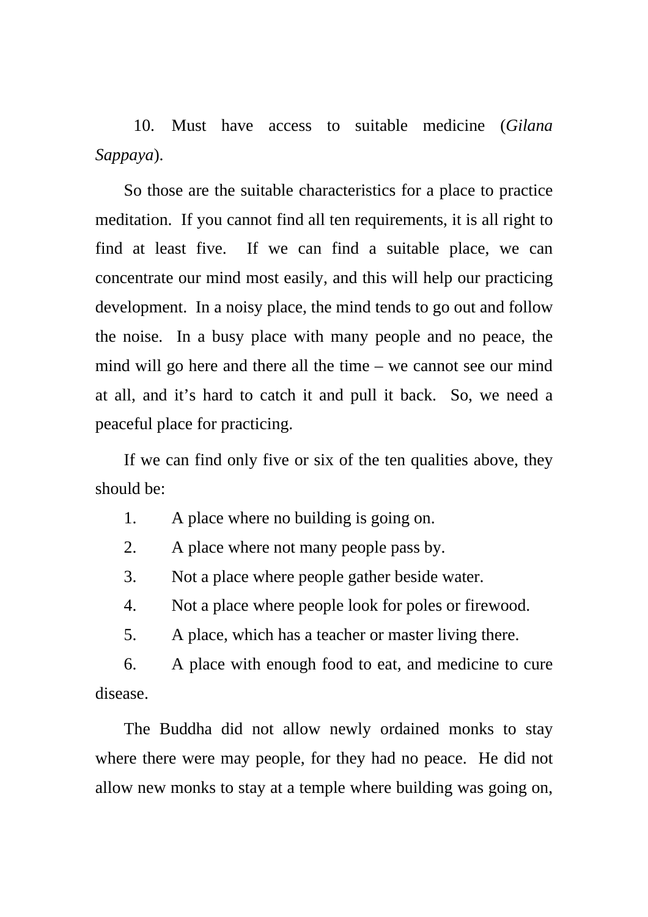10. Must have access to suitable medicine (*Gilana Sappaya*).

So those are the suitable characteristics for a place to practice meditation. If you cannot find all ten requirements, it is all right to find at least five. If we can find a suitable place, we can concentrate our mind most easily, and this will help our practicing development. In a noisy place, the mind tends to go out and follow the noise. In a busy place with many people and no peace, the mind will go here and there all the time – we cannot see our mind at all, and it's hard to catch it and pull it back. So, we need a peaceful place for practicing.

If we can find only five or six of the ten qualities above, they should be:

1. A place where no building is going on.
2. A place where not many people pass by.
3. Not a place where people gather beside water.
4. Not a place where people look for poles or firewood.
5. A place, which has a teacher or master living there.
6. A place with enough food to eat, and medicine to cure disease.

The Buddha did not allow newly ordained monks to stay where there were may people, for they had no peace. He did not allow new monks to stay at a temple where building was going on,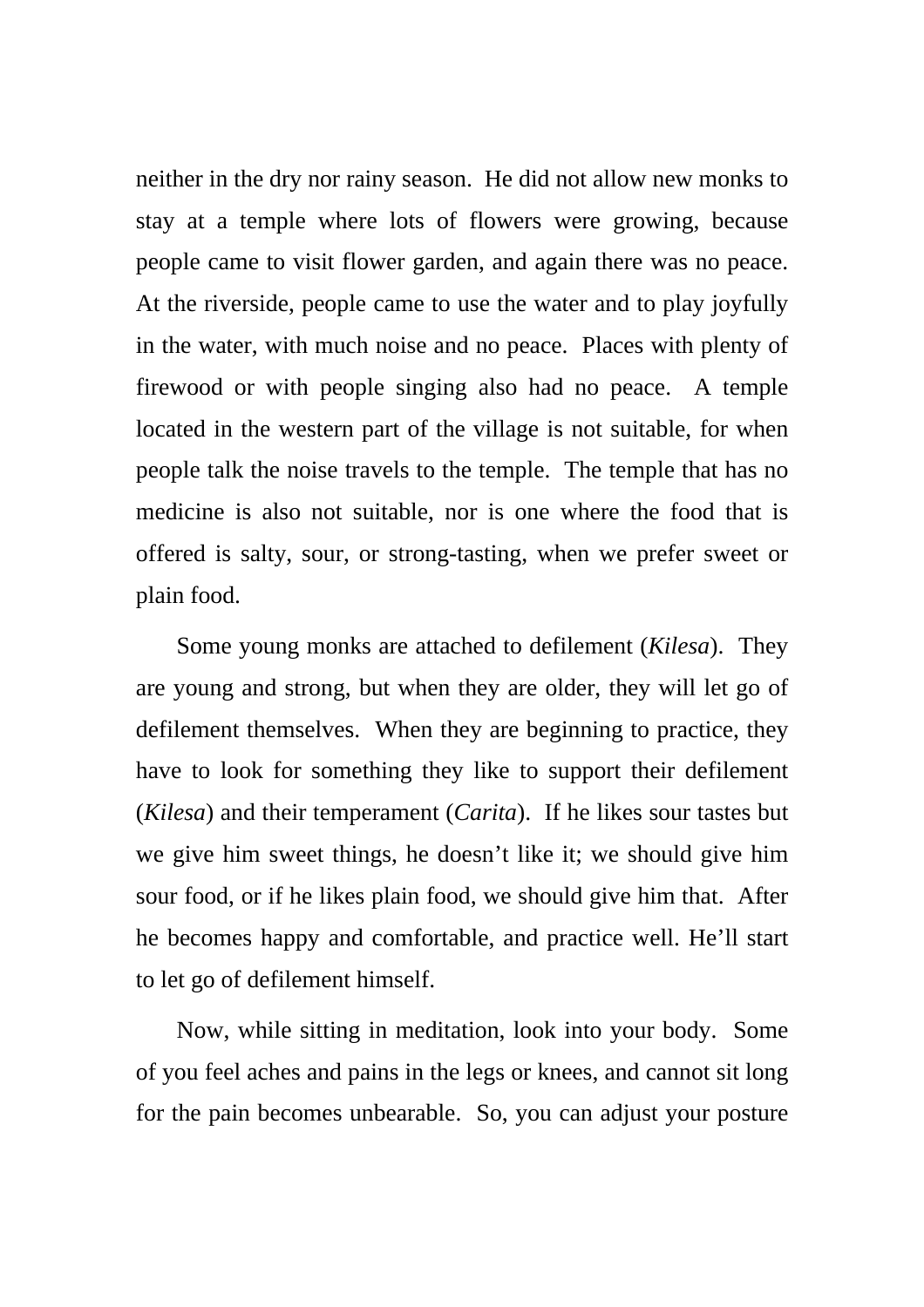neither in the dry nor rainy season. He did not allow new monks to stay at a temple where lots of flowers were growing, because people came to visit flower garden, and again there was no peace. At the riverside, people came to use the water and to play joyfully in the water, with much noise and no peace. Places with plenty of firewood or with people singing also had no peace. A temple located in the western part of the village is not suitable, for when people talk the noise travels to the temple. The temple that has no medicine is also not suitable, nor is one where the food that is offered is salty, sour, or strong-tasting, when we prefer sweet or plain food.

Some young monks are attached to defilement (*Kilesa*). They are young and strong, but when they are older, they will let go of defilement themselves. When they are beginning to practice, they have to look for something they like to support their defilement (*Kilesa*) and their temperament (*Carita*). If he likes sour tastes but we give him sweet things, he doesn't like it; we should give him sour food, or if he likes plain food, we should give him that. After he becomes happy and comfortable, and practice well. He'll start to let go of defilement himself.

Now, while sitting in meditation, look into your body. Some of you feel aches and pains in the legs or knees, and cannot sit long for the pain becomes unbearable. So, you can adjust your posture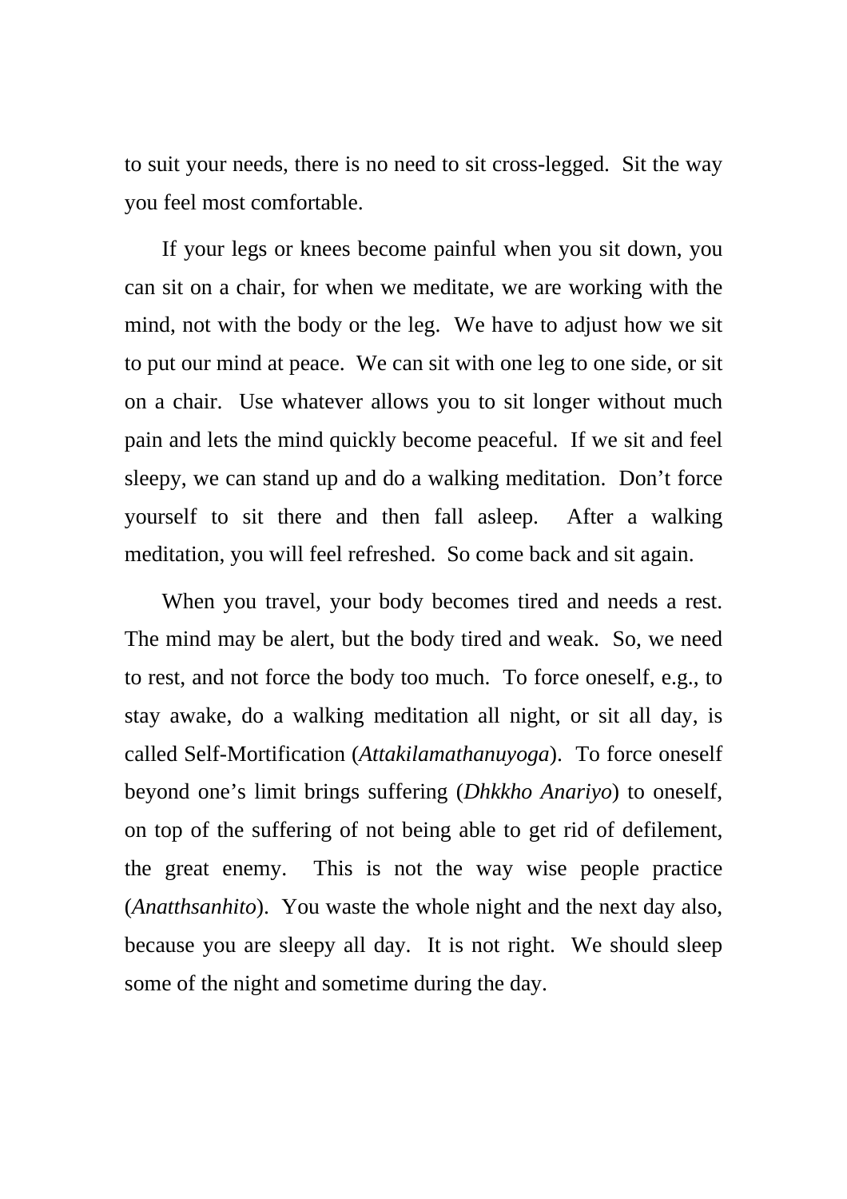to suit your needs, there is no need to sit cross-legged. Sit the way you feel most comfortable.

If your legs or knees become painful when you sit down, you can sit on a chair, for when we meditate, we are working with the mind, not with the body or the leg. We have to adjust how we sit to put our mind at peace. We can sit with one leg to one side, or sit on a chair. Use whatever allows you to sit longer without much pain and lets the mind quickly become peaceful. If we sit and feel sleepy, we can stand up and do a walking meditation. Don't force yourself to sit there and then fall asleep. After a walking meditation, you will feel refreshed. So come back and sit again.

When you travel, your body becomes tired and needs a rest. The mind may be alert, but the body tired and weak. So, we need to rest, and not force the body too much. To force oneself, e.g., to stay awake, do a walking meditation all night, or sit all day, is called Self-Mortification (*Attakilamathanuyoga*). To force oneself beyond one's limit brings suffering (*Dhkkho Anariyo*) to oneself, on top of the suffering of not being able to get rid of defilement, the great enemy. This is not the way wise people practice (*Anatthsanhito*). You waste the whole night and the next day also, because you are sleepy all day. It is not right. We should sleep some of the night and sometime during the day.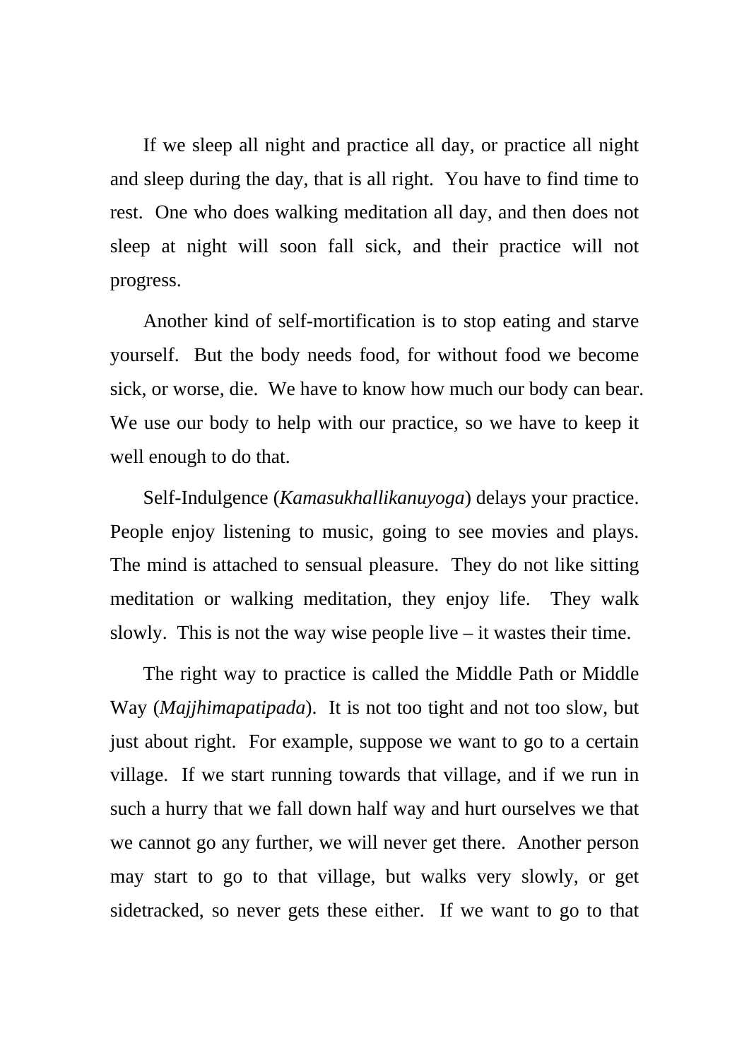If we sleep all night and practice all day, or practice all night and sleep during the day, that is all right. You have to find time to rest. One who does walking meditation all day, and then does not sleep at night will soon fall sick, and their practice will not progress.

Another kind of self-mortification is to stop eating and starve yourself. But the body needs food, for without food we become sick, or worse, die. We have to know how much our body can bear. We use our body to help with our practice, so we have to keep it well enough to do that.

Self-Indulgence (*Kamasukhallikanuyoga*) delays your practice. People enjoy listening to music, going to see movies and plays. The mind is attached to sensual pleasure. They do not like sitting meditation or walking meditation, they enjoy life. They walk slowly. This is not the way wise people live – it wastes their time.

The right way to practice is called the Middle Path or Middle Way (*Majjhimapatipada*). It is not too tight and not too slow, but just about right. For example, suppose we want to go to a certain village. If we start running towards that village, and if we run in such a hurry that we fall down half way and hurt ourselves we that we cannot go any further, we will never get there. Another person may start to go to that village, but walks very slowly, or get sidetracked, so never gets these either. If we want to go to that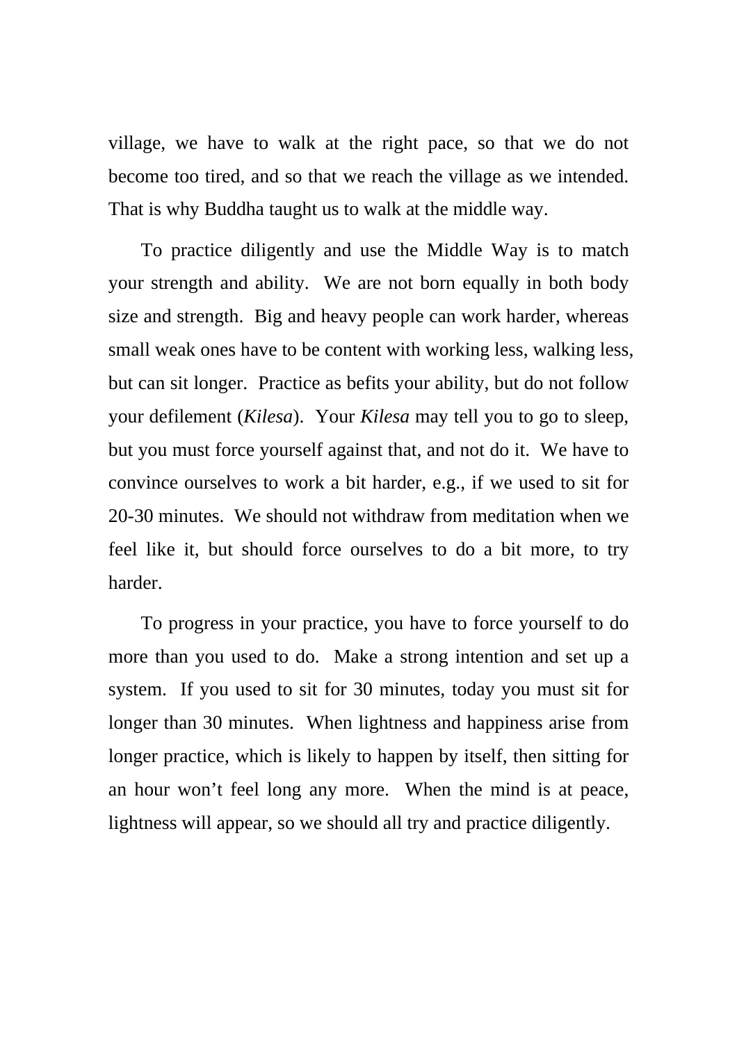village, we have to walk at the right pace, so that we do not become too tired, and so that we reach the village as we intended. That is why Buddha taught us to walk at the middle way.

To practice diligently and use the Middle Way is to match your strength and ability. We are not born equally in both body size and strength. Big and heavy people can work harder, whereas small weak ones have to be content with working less, walking less, but can sit longer. Practice as befits your ability, but do not follow your defilement (*Kilesa*). Your *Kilesa* may tell you to go to sleep, but you must force yourself against that, and not do it. We have to convince ourselves to work a bit harder, e.g., if we used to sit for 20-30 minutes. We should not withdraw from meditation when we feel like it, but should force ourselves to do a bit more, to try harder.

To progress in your practice, you have to force yourself to do more than you used to do. Make a strong intention and set up a system. If you used to sit for 30 minutes, today you must sit for longer than 30 minutes. When lightness and happiness arise from longer practice, which is likely to happen by itself, then sitting for an hour won't feel long any more. When the mind is at peace, lightness will appear, so we should all try and practice diligently.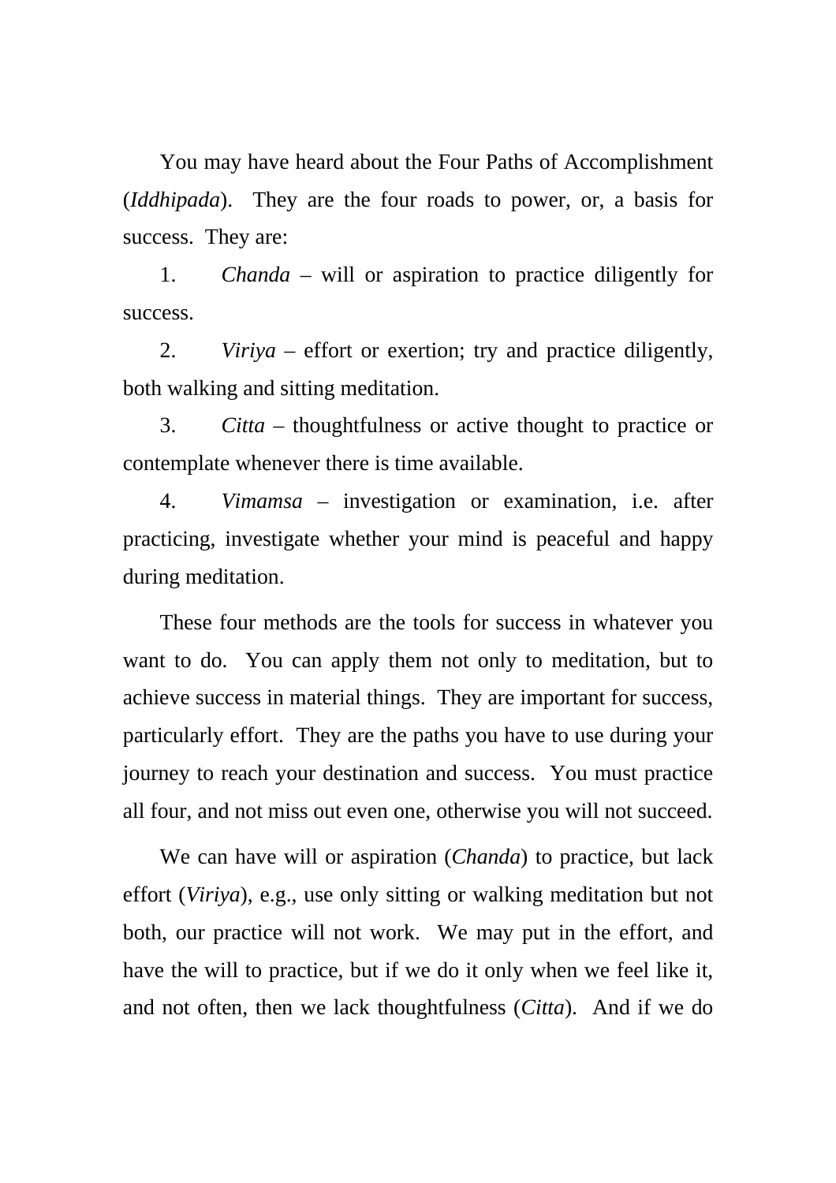You may have heard about the Four Paths of Accomplishment (*Iddhipada*). They are the four roads to power, or, a basis for success. They are:

1. *Chanda* – will or aspiration to practice diligently for success.
2. *Viriya* – effort or exertion; try and practice diligently, both walking and sitting meditation.
3. *Citta* – thoughtfulness or active thought to practice or contemplate whenever there is time available.
4. *Vimamsa* – investigation or examination, i.e. after practicing, investigate whether your mind is peaceful and happy during meditation.

These four methods are the tools for success in whatever you want to do. You can apply them not only to meditation, but to achieve success in material things. They are important for success, particularly effort. They are the paths you have to use during your journey to reach your destination and success. You must practice all four, and not miss out even one, otherwise you will not succeed.

We can have will or aspiration (*Chanda*) to practice, but lack effort (*Viriya*), e.g., use only sitting or walking meditation but not both, our practice will not work. We may put in the effort, and have the will to practice, but if we do it only when we feel like it, and not often, then we lack thoughtfulness (*Citta*). And if we do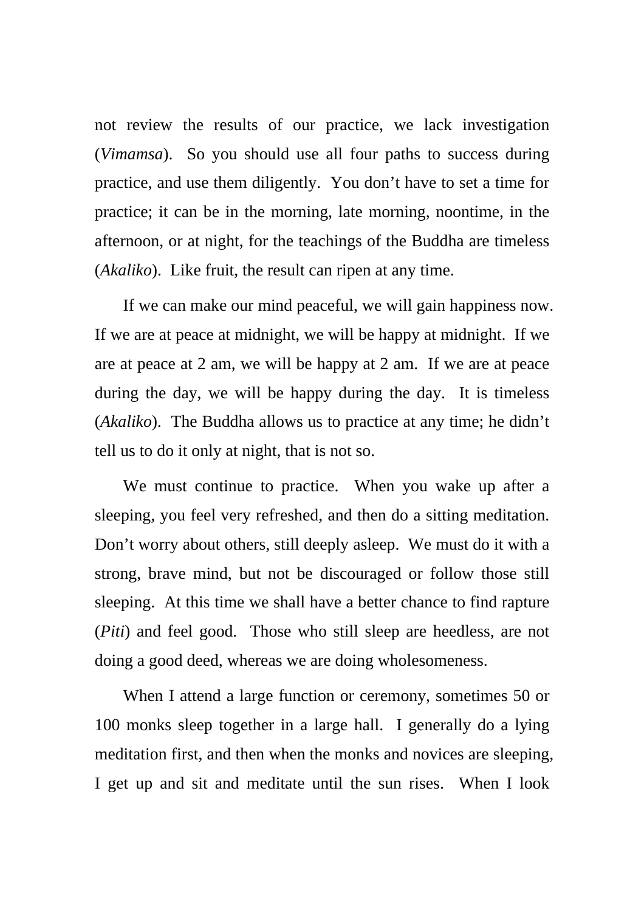not review the results of our practice, we lack investigation (*Vimamsa*). So you should use all four paths to success during practice, and use them diligently. You don't have to set a time for practice; it can be in the morning, late morning, noontime, in the afternoon, or at night, for the teachings of the Buddha are timeless (*Akaliko*). Like fruit, the result can ripen at any time.

If we can make our mind peaceful, we will gain happiness now. If we are at peace at midnight, we will be happy at midnight. If we are at peace at 2 am, we will be happy at 2 am. If we are at peace during the day, we will be happy during the day. It is timeless (*Akaliko*). The Buddha allows us to practice at any time; he didn't tell us to do it only at night, that is not so.

We must continue to practice. When you wake up after a sleeping, you feel very refreshed, and then do a sitting meditation. Don't worry about others, still deeply asleep. We must do it with a strong, brave mind, but not be discouraged or follow those still sleeping. At this time we shall have a better chance to find rapture (*Piti*) and feel good. Those who still sleep are heedless, are not doing a good deed, whereas we are doing wholesomeness.

When I attend a large function or ceremony, sometimes 50 or 100 monks sleep together in a large hall. I generally do a lying meditation first, and then when the monks and novices are sleeping, I get up and sit and meditate until the sun rises. When I look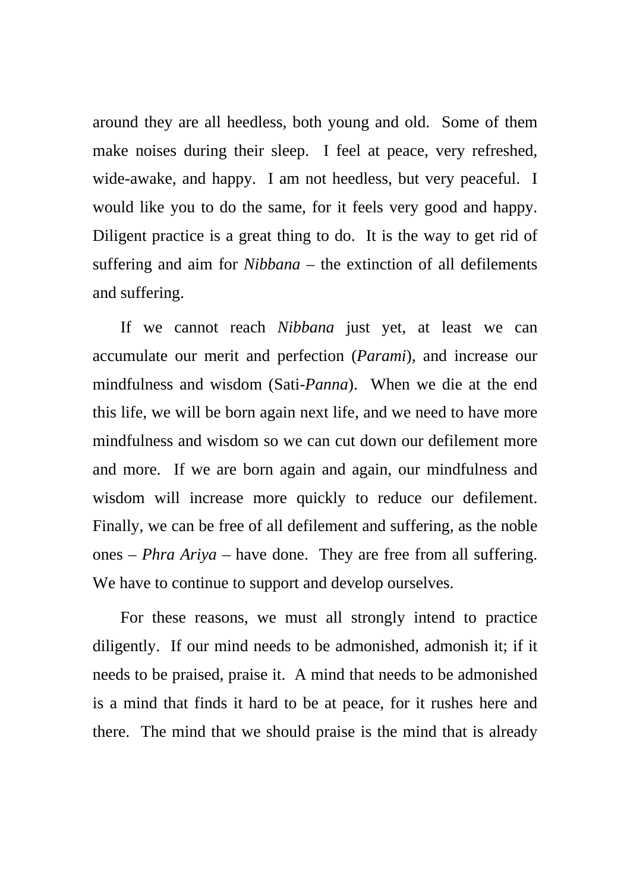around they are all heedless, both young and old. Some of them make noises during their sleep. I feel at peace, very refreshed, wide-awake, and happy. I am not heedless, but very peaceful. I would like you to do the same, for it feels very good and happy. Diligent practice is a great thing to do. It is the way to get rid of suffering and aim for *Nibbana* – the extinction of all defilements and suffering.

If we cannot reach *Nibbana* just yet, at least we can accumulate our merit and perfection (*Parami*), and increase our mindfulness and wisdom (Sati-*Panna*). When we die at the end this life, we will be born again next life, and we need to have more mindfulness and wisdom so we can cut down our defilement more and more. If we are born again and again, our mindfulness and wisdom will increase more quickly to reduce our defilement. Finally, we can be free of all defilement and suffering, as the noble ones – *Phra Ariya* – have done. They are free from all suffering. We have to continue to support and develop ourselves.

For these reasons, we must all strongly intend to practice diligently. If our mind needs to be admonished, admonish it; if it needs to be praised, praise it. A mind that needs to be admonished is a mind that finds it hard to be at peace, for it rushes here and there. The mind that we should praise is the mind that is already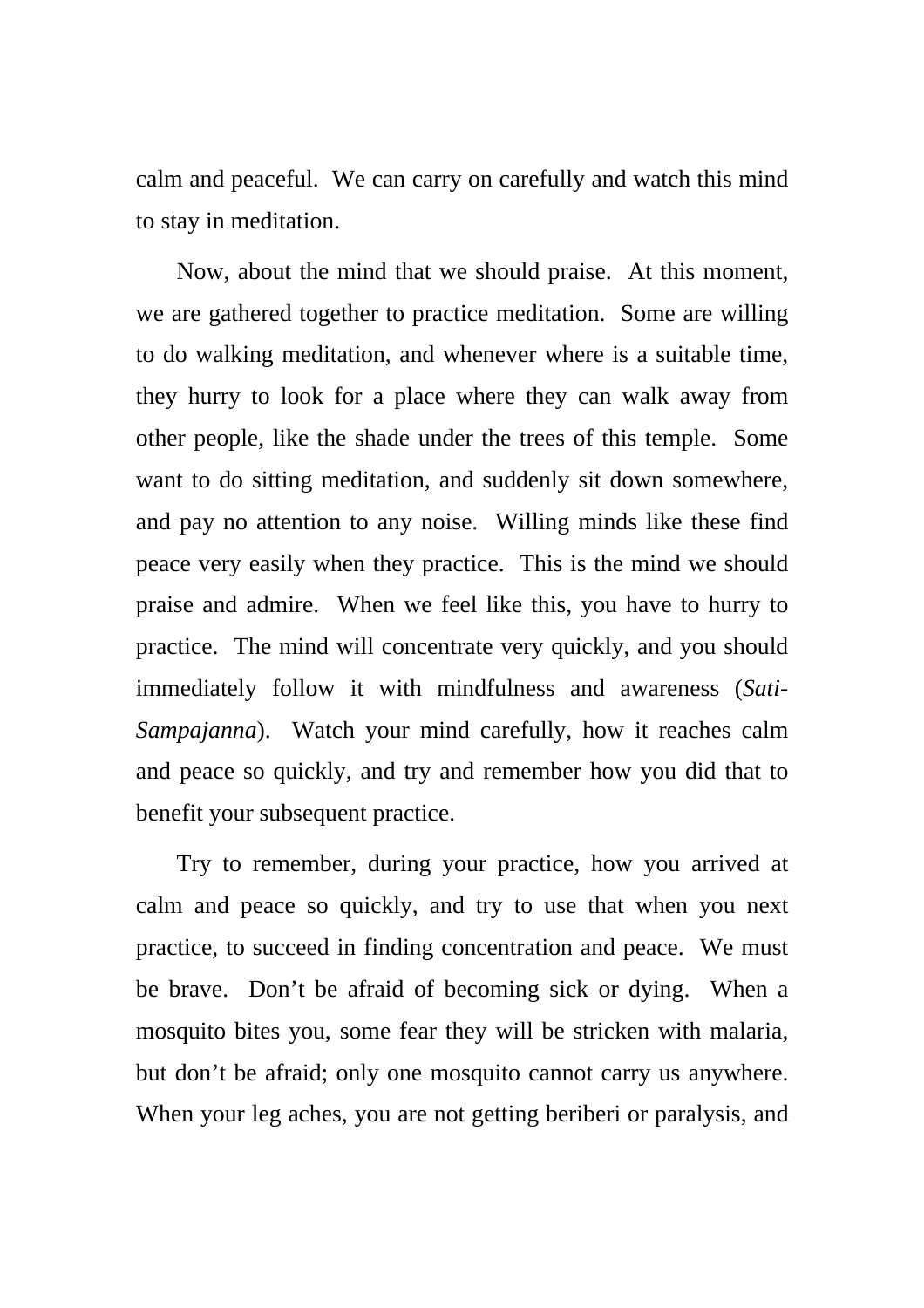calm and peaceful.  We can carry on carefully and watch this mind to stay in meditation.

Now, about the mind that we should praise.  At this moment, we are gathered together to practice meditation.  Some are willing to do walking meditation, and whenever where is a suitable time, they hurry to look for a place where they can walk away from other people, like the shade under the trees of this temple.  Some want to do sitting meditation, and suddenly sit down somewhere, and pay no attention to any noise.  Willing minds like these find peace very easily when they practice.  This is the mind we should praise and admire.  When we feel like this, you have to hurry to practice.  The mind will concentrate very quickly, and you should immediately follow it with mindfulness and awareness (*Sati-Sampajanna*).  Watch your mind carefully, how it reaches calm and peace so quickly, and try and remember how you did that to benefit your subsequent practice.

Try to remember, during your practice, how you arrived at calm and peace so quickly, and try to use that when you next practice, to succeed in finding concentration and peace.  We must be brave.  Don't be afraid of becoming sick or dying.  When a mosquito bites you, some fear they will be stricken with malaria, but don't be afraid; only one mosquito cannot carry us anywhere.  When your leg aches, you are not getting beriberi or paralysis, and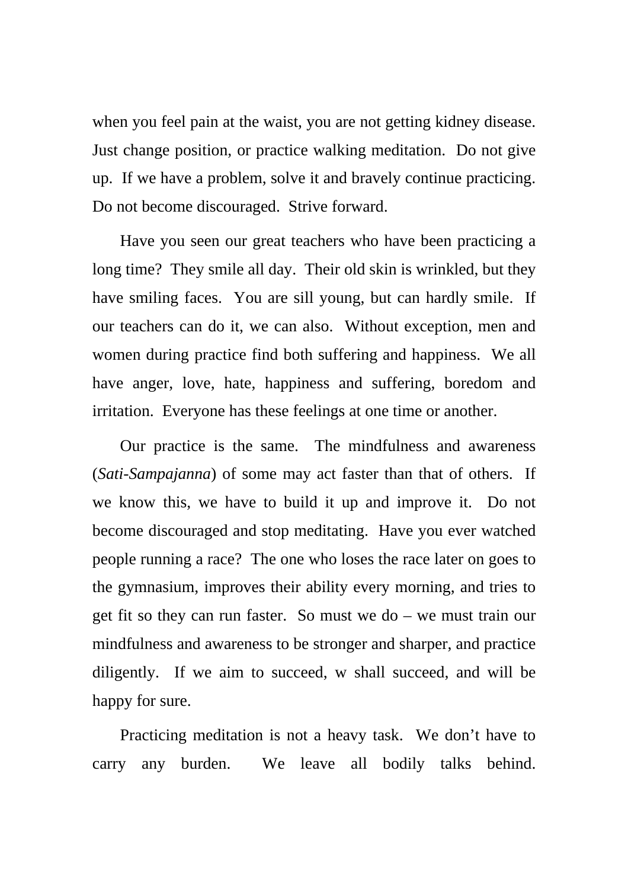when you feel pain at the waist, you are not getting kidney disease. Just change position, or practice walking meditation. Do not give up. If we have a problem, solve it and bravely continue practicing. Do not become discouraged. Strive forward.

Have you seen our great teachers who have been practicing a long time? They smile all day. Their old skin is wrinkled, but they have smiling faces. You are sill young, but can hardly smile. If our teachers can do it, we can also. Without exception, men and women during practice find both suffering and happiness. We all have anger, love, hate, happiness and suffering, boredom and irritation. Everyone has these feelings at one time or another.

Our practice is the same. The mindfulness and awareness (*Sati-Sampajanna*) of some may act faster than that of others. If we know this, we have to build it up and improve it. Do not become discouraged and stop meditating. Have you ever watched people running a race? The one who loses the race later on goes to the gymnasium, improves their ability every morning, and tries to get fit so they can run faster. So must we do – we must train our mindfulness and awareness to be stronger and sharper, and practice diligently. If we aim to succeed, w shall succeed, and will be happy for sure.

Practicing meditation is not a heavy task. We don't have to carry any burden. We leave all bodily talks behind.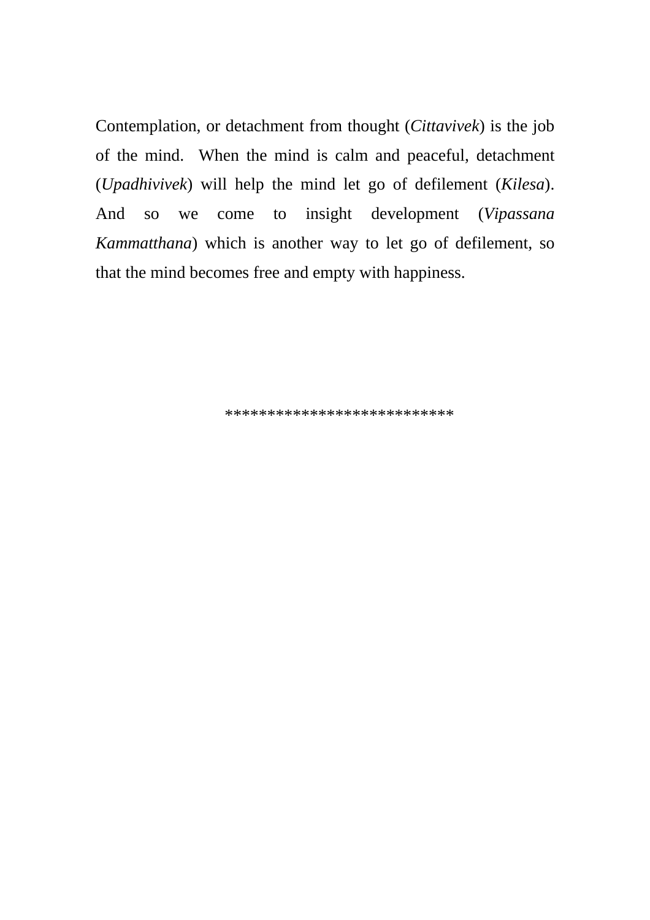Contemplation, or detachment from thought (*Cittavivek*) is the job of the mind. When the mind is calm and peaceful, detachment (*Upadhivivek*) will help the mind let go of defilement (*Kilesa*). And so we come to insight development (*Vipassana Kammatthana*) which is another way to let go of defilement, so that the mind becomes free and empty with happiness.

**************************